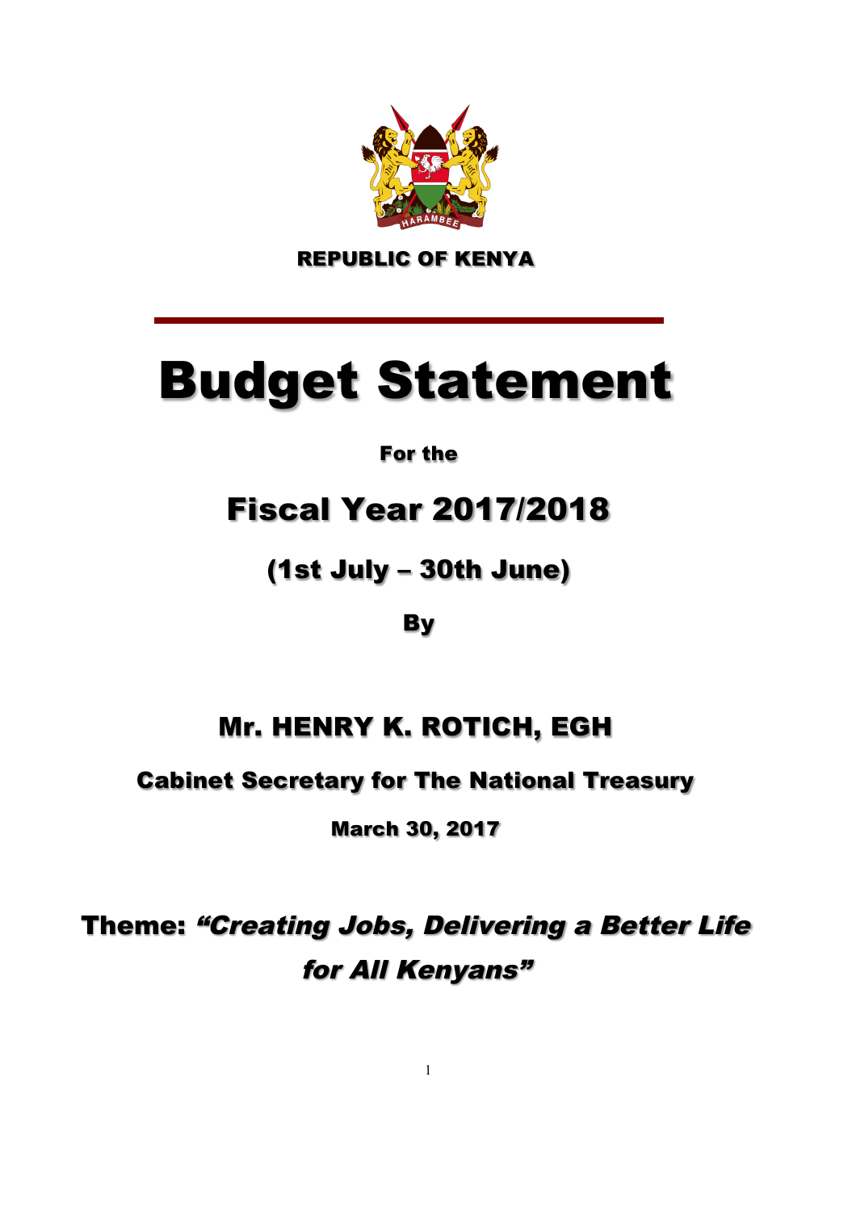**REPUBLIC OF KENYA**

# Budget Statement

**For the**

## Fiscal Year 2017/2018

**(1st July – 30th June)**

**By**

**Mr. HENRY K. ROTICH, EGH**

**Cabinet Secretary for The National Treasury**

**March 30, 2017**

**Theme:** ***"Creating Jobs, Delivering a Better Life for All Kenyans"***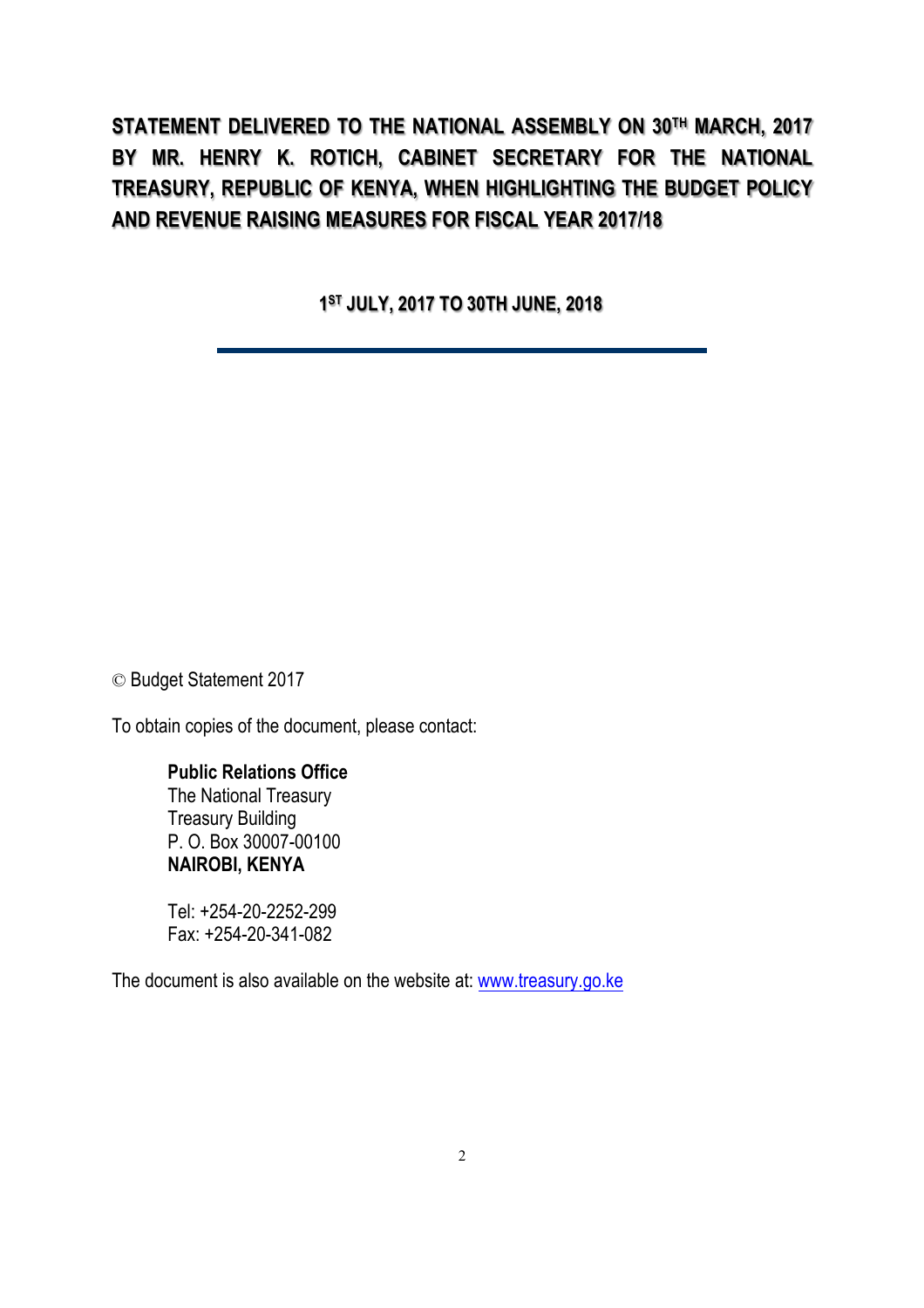# STATEMENT DELIVERED TO THE NATIONAL ASSEMBLY ON 30TH MARCH, 2017 BY MR. HENRY K. ROTICH, CABINET SECRETARY FOR THE NATIONAL TREASURY, REPUBLIC OF KENYA, WHEN HIGHLIGHTING THE BUDGET POLICY AND REVENUE RAISING MEASURES FOR FISCAL YEAR 2017/18

**1ST JULY, 2017 TO 30TH JUNE, 2018**

---

© Budget Statement 2017

To obtain copies of the document, please contact:

**Public Relations Office**
The National Treasury
Treasury Building
P. O. Box 30007-00100
**NAIROBI, KENYA**

Tel: +254-20-2252-299
Fax: +254-20-341-082

The document is also available on the website at: www.treasury.go.ke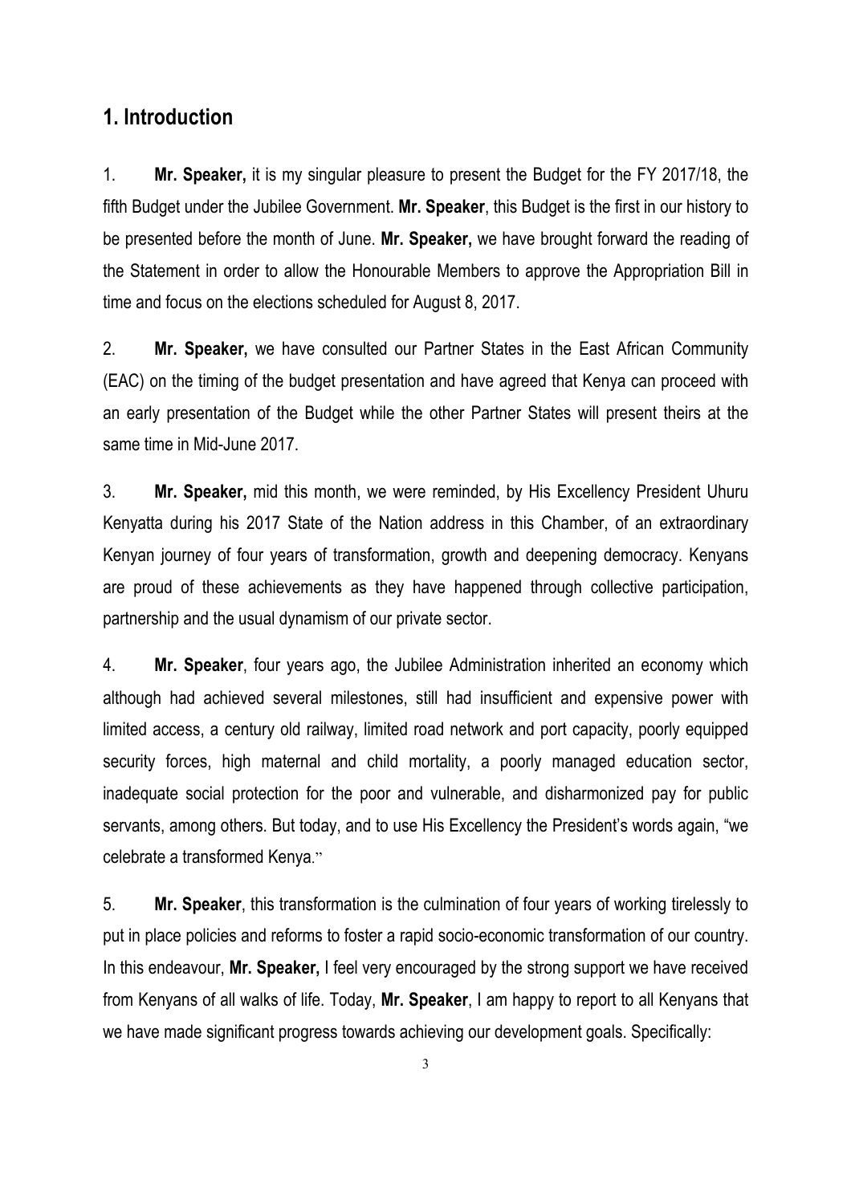## 1. Introduction

1. **Mr. Speaker,** it is my singular pleasure to present the Budget for the FY 2017/18, the fifth Budget under the Jubilee Government. **Mr. Speaker**, this Budget is the first in our history to be presented before the month of June. **Mr. Speaker,** we have brought forward the reading of the Statement in order to allow the Honourable Members to approve the Appropriation Bill in time and focus on the elections scheduled for August 8, 2017.

2. **Mr. Speaker,** we have consulted our Partner States in the East African Community (EAC) on the timing of the budget presentation and have agreed that Kenya can proceed with an early presentation of the Budget while the other Partner States will present theirs at the same time in Mid-June 2017.

3. **Mr. Speaker,** mid this month, we were reminded, by His Excellency President Uhuru Kenyatta during his 2017 State of the Nation address in this Chamber, of an extraordinary Kenyan journey of four years of transformation, growth and deepening democracy. Kenyans are proud of these achievements as they have happened through collective participation, partnership and the usual dynamism of our private sector.

4. **Mr. Speaker**, four years ago, the Jubilee Administration inherited an economy which although had achieved several milestones, still had insufficient and expensive power with limited access, a century old railway, limited road network and port capacity, poorly equipped security forces, high maternal and child mortality, a poorly managed education sector, inadequate social protection for the poor and vulnerable, and disharmonized pay for public servants, among others. But today, and to use His Excellency the President's words again, "we celebrate a transformed Kenya."

5. **Mr. Speaker**, this transformation is the culmination of four years of working tirelessly to put in place policies and reforms to foster a rapid socio-economic transformation of our country. In this endeavour, **Mr. Speaker,** I feel very encouraged by the strong support we have received from Kenyans of all walks of life. Today, **Mr. Speaker**, I am happy to report to all Kenyans that we have made significant progress towards achieving our development goals. Specifically: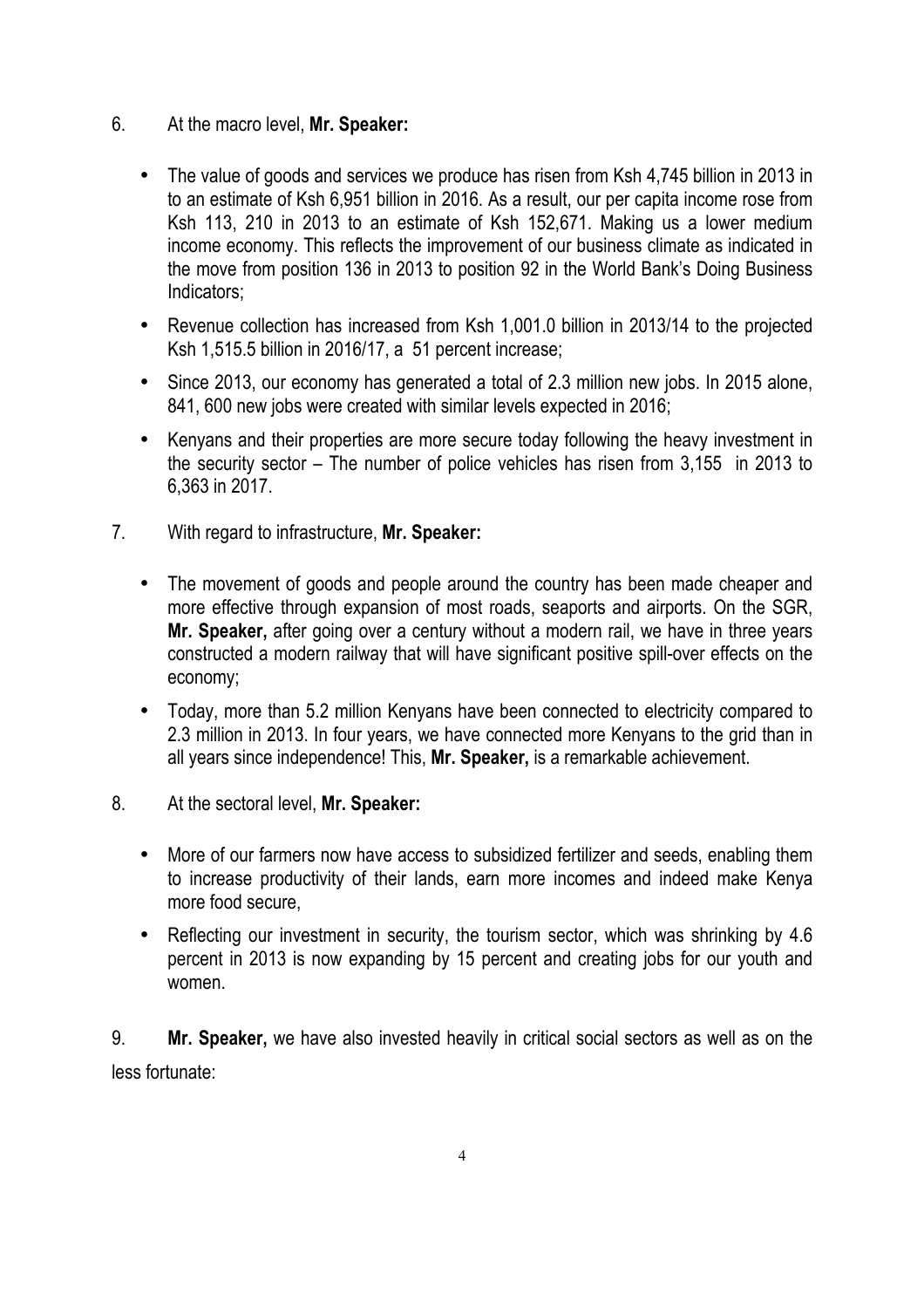6. At the macro level, **Mr. Speaker:**

   - The value of goods and services we produce has risen from Ksh 4,745 billion in 2013 in to an estimate of Ksh 6,951 billion in 2016. As a result, our per capita income rose from Ksh 113, 210 in 2013 to an estimate of Ksh 152,671. Making us a lower medium income economy. This reflects the improvement of our business climate as indicated in the move from position 136 in 2013 to position 92 in the World Bank's Doing Business Indicators;
   - Revenue collection has increased from Ksh 1,001.0 billion in 2013/14 to the projected Ksh 1,515.5 billion in 2016/17, a 51 percent increase;
   - Since 2013, our economy has generated a total of 2.3 million new jobs. In 2015 alone, 841, 600 new jobs were created with similar levels expected in 2016;
   - Kenyans and their properties are more secure today following the heavy investment in the security sector – The number of police vehicles has risen from 3,155 in 2013 to 6,363 in 2017.

7. With regard to infrastructure, **Mr. Speaker:**

   - The movement of goods and people around the country has been made cheaper and more effective through expansion of most roads, seaports and airports. On the SGR, **Mr. Speaker,** after going over a century without a modern rail, we have in three years constructed a modern railway that will have significant positive spill-over effects on the economy;
   - Today, more than 5.2 million Kenyans have been connected to electricity compared to 2.3 million in 2013. In four years, we have connected more Kenyans to the grid than in all years since independence! This, **Mr. Speaker,** is a remarkable achievement.

8. At the sectoral level, **Mr. Speaker:**

   - More of our farmers now have access to subsidized fertilizer and seeds, enabling them to increase productivity of their lands, earn more incomes and indeed make Kenya more food secure,
   - Reflecting our investment in security, the tourism sector, which was shrinking by 4.6 percent in 2013 is now expanding by 15 percent and creating jobs for our youth and women.

9. **Mr. Speaker,** we have also invested heavily in critical social sectors as well as on the less fortunate: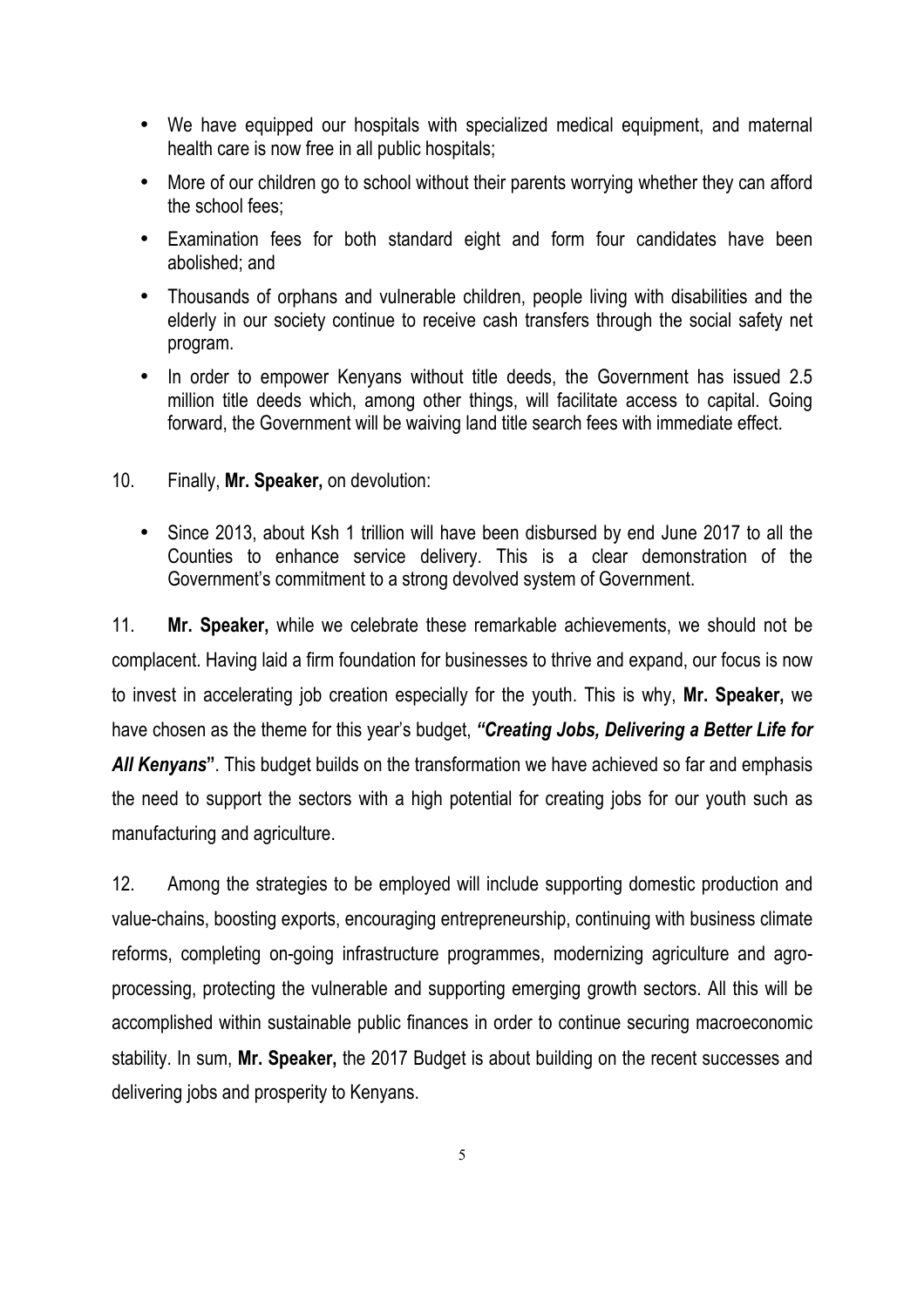- We have equipped our hospitals with specialized medical equipment, and maternal health care is now free in all public hospitals;
- More of our children go to school without their parents worrying whether they can afford the school fees;
- Examination fees for both standard eight and form four candidates have been abolished; and
- Thousands of orphans and vulnerable children, people living with disabilities and the elderly in our society continue to receive cash transfers through the social safety net program.
- In order to empower Kenyans without title deeds, the Government has issued 2.5 million title deeds which, among other things, will facilitate access to capital. Going forward, the Government will be waiving land title search fees with immediate effect.

10. Finally, **Mr. Speaker,** on devolution:

- Since 2013, about Ksh 1 trillion will have been disbursed by end June 2017 to all the Counties to enhance service delivery. This is a clear demonstration of the Government's commitment to a strong devolved system of Government.

11. **Mr. Speaker,** while we celebrate these remarkable achievements, we should not be complacent. Having laid a firm foundation for businesses to thrive and expand, our focus is now to invest in accelerating job creation especially for the youth. This is why, **Mr. Speaker,** we have chosen as the theme for this year's budget, ***"Creating Jobs, Delivering a Better Life for All Kenyans*"**. This budget builds on the transformation we have achieved so far and emphasis the need to support the sectors with a high potential for creating jobs for our youth such as manufacturing and agriculture.

12. Among the strategies to be employed will include supporting domestic production and value-chains, boosting exports, encouraging entrepreneurship, continuing with business climate reforms, completing on-going infrastructure programmes, modernizing agriculture and agro-processing, protecting the vulnerable and supporting emerging growth sectors. All this will be accomplished within sustainable public finances in order to continue securing macroeconomic stability. In sum, **Mr. Speaker,** the 2017 Budget is about building on the recent successes and delivering jobs and prosperity to Kenyans.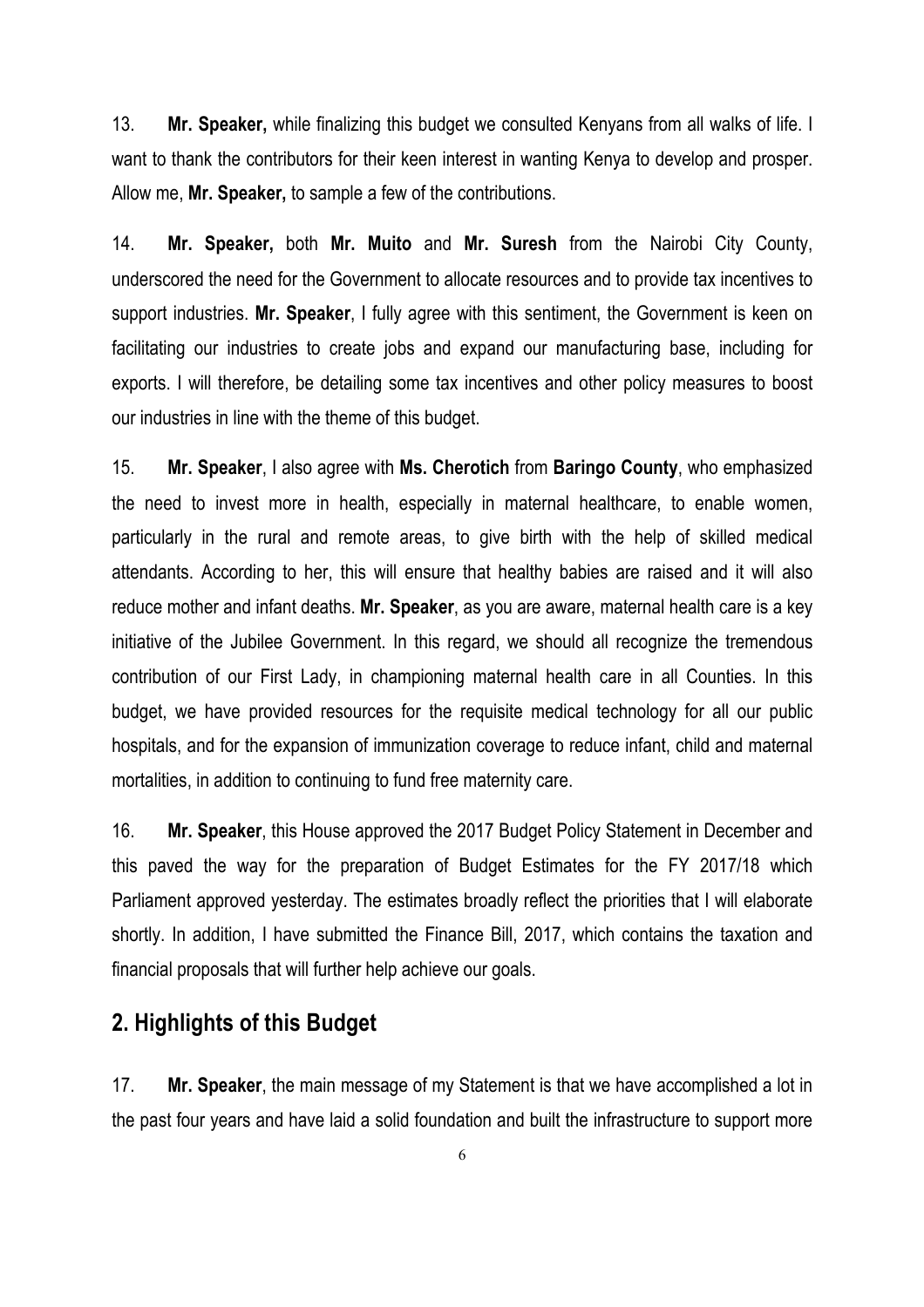13. **Mr. Speaker,** while finalizing this budget we consulted Kenyans from all walks of life. I want to thank the contributors for their keen interest in wanting Kenya to develop and prosper. Allow me, **Mr. Speaker,** to sample a few of the contributions.

14. **Mr. Speaker,** both **Mr. Muito** and **Mr. Suresh** from the Nairobi City County, underscored the need for the Government to allocate resources and to provide tax incentives to support industries. **Mr. Speaker**, I fully agree with this sentiment, the Government is keen on facilitating our industries to create jobs and expand our manufacturing base, including for exports. I will therefore, be detailing some tax incentives and other policy measures to boost our industries in line with the theme of this budget.

15. **Mr. Speaker**, I also agree with **Ms. Cherotich** from **Baringo County**, who emphasized the need to invest more in health, especially in maternal healthcare, to enable women, particularly in the rural and remote areas, to give birth with the help of skilled medical attendants. According to her, this will ensure that healthy babies are raised and it will also reduce mother and infant deaths. **Mr. Speaker**, as you are aware, maternal health care is a key initiative of the Jubilee Government. In this regard, we should all recognize the tremendous contribution of our First Lady, in championing maternal health care in all Counties. In this budget, we have provided resources for the requisite medical technology for all our public hospitals, and for the expansion of immunization coverage to reduce infant, child and maternal mortalities, in addition to continuing to fund free maternity care.

16. **Mr. Speaker**, this House approved the 2017 Budget Policy Statement in December and this paved the way for the preparation of Budget Estimates for the FY 2017/18 which Parliament approved yesterday. The estimates broadly reflect the priorities that I will elaborate shortly. In addition, I have submitted the Finance Bill, 2017, which contains the taxation and financial proposals that will further help achieve our goals.

## 2. Highlights of this Budget

17. **Mr. Speaker**, the main message of my Statement is that we have accomplished a lot in the past four years and have laid a solid foundation and built the infrastructure to support more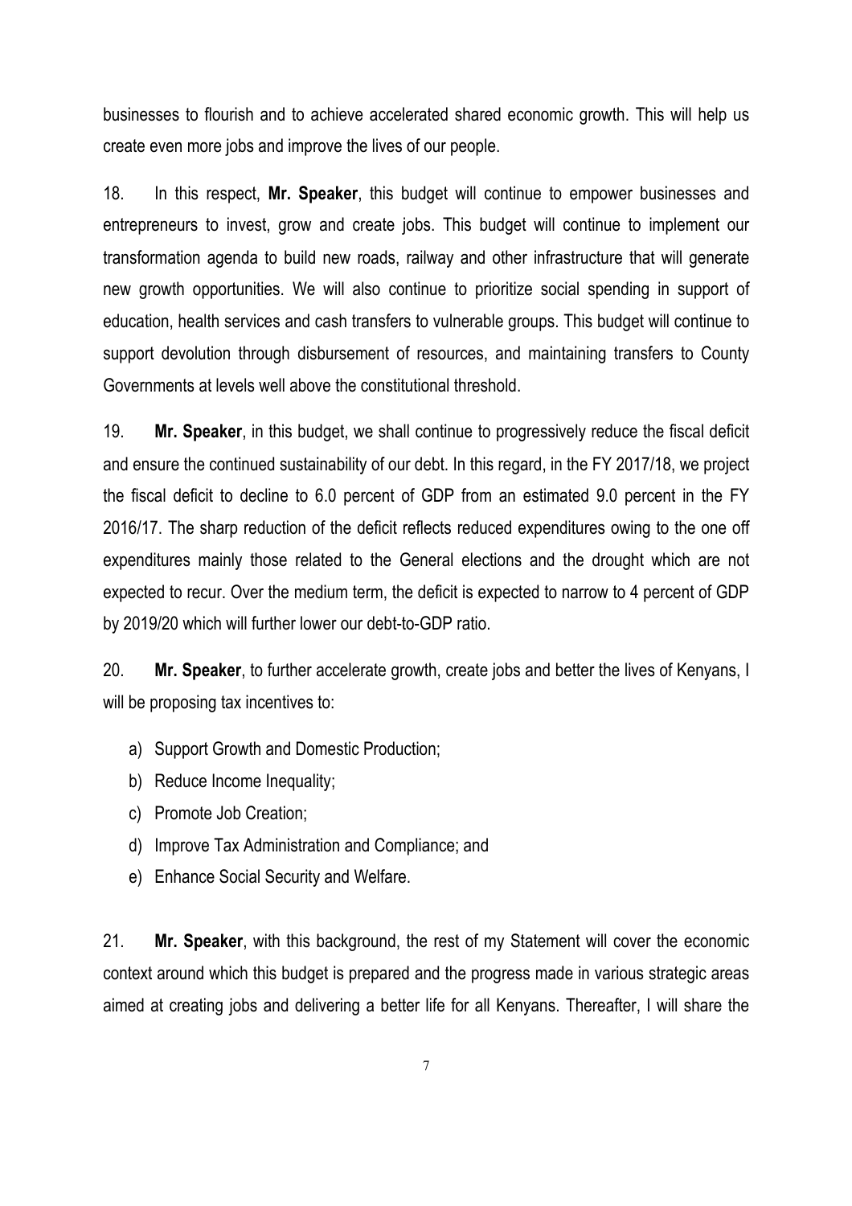businesses to flourish and to achieve accelerated shared economic growth. This will help us create even more jobs and improve the lives of our people.

18. In this respect, **Mr. Speaker**, this budget will continue to empower businesses and entrepreneurs to invest, grow and create jobs. This budget will continue to implement our transformation agenda to build new roads, railway and other infrastructure that will generate new growth opportunities. We will also continue to prioritize social spending in support of education, health services and cash transfers to vulnerable groups. This budget will continue to support devolution through disbursement of resources, and maintaining transfers to County Governments at levels well above the constitutional threshold.

19. **Mr. Speaker**, in this budget, we shall continue to progressively reduce the fiscal deficit and ensure the continued sustainability of our debt. In this regard, in the FY 2017/18, we project the fiscal deficit to decline to 6.0 percent of GDP from an estimated 9.0 percent in the FY 2016/17. The sharp reduction of the deficit reflects reduced expenditures owing to the one off expenditures mainly those related to the General elections and the drought which are not expected to recur. Over the medium term, the deficit is expected to narrow to 4 percent of GDP by 2019/20 which will further lower our debt-to-GDP ratio.

20. **Mr. Speaker**, to further accelerate growth, create jobs and better the lives of Kenyans, I will be proposing tax incentives to:

a) Support Growth and Domestic Production;
b) Reduce Income Inequality;
c) Promote Job Creation;
d) Improve Tax Administration and Compliance; and
e) Enhance Social Security and Welfare.

21. **Mr. Speaker**, with this background, the rest of my Statement will cover the economic context around which this budget is prepared and the progress made in various strategic areas aimed at creating jobs and delivering a better life for all Kenyans. Thereafter, I will share the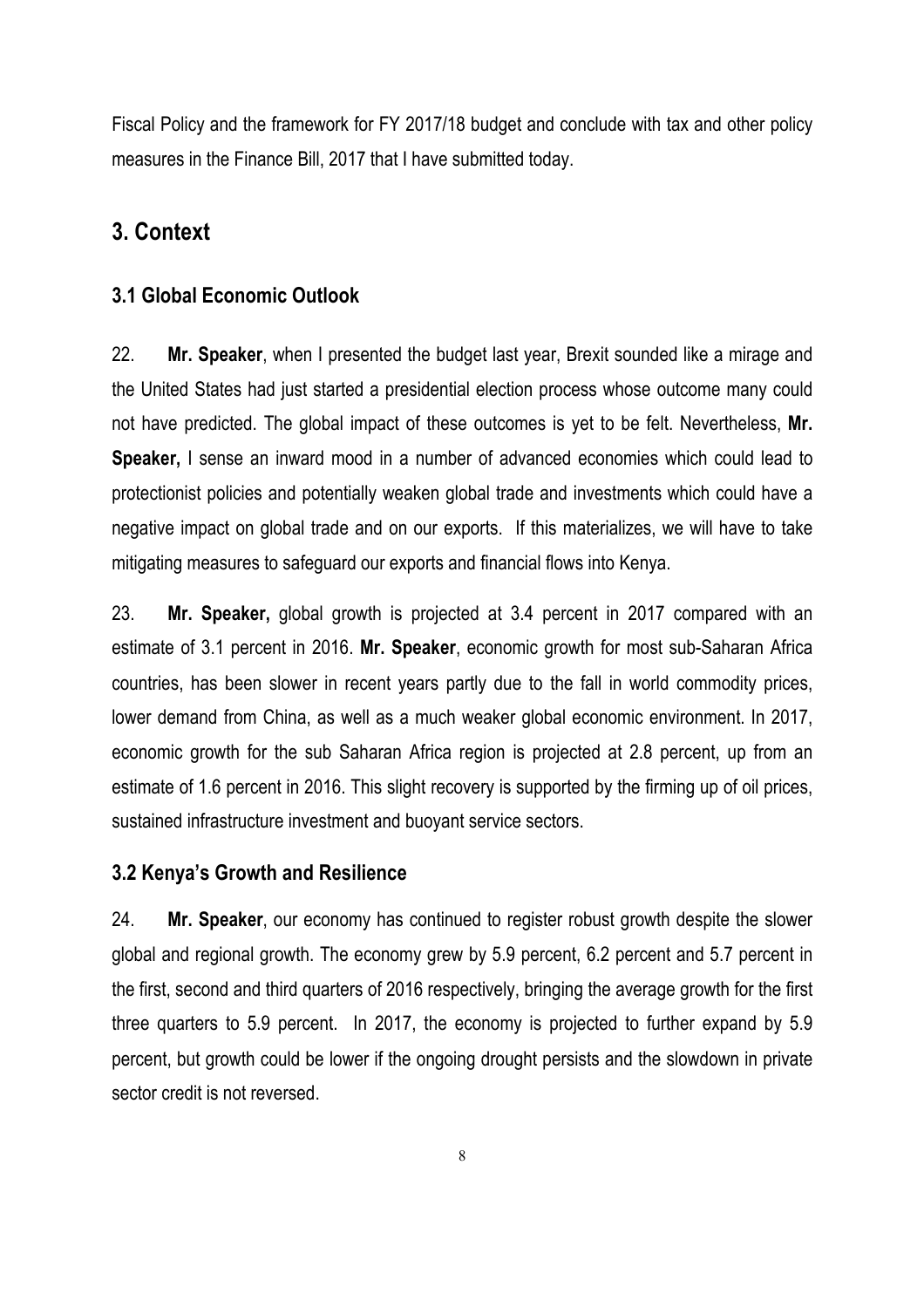Fiscal Policy and the framework for FY 2017/18 budget and conclude with tax and other policy measures in the Finance Bill, 2017 that I have submitted today.

## 3. Context

### 3.1 Global Economic Outlook

22. **Mr. Speaker**, when I presented the budget last year, Brexit sounded like a mirage and the United States had just started a presidential election process whose outcome many could not have predicted. The global impact of these outcomes is yet to be felt. Nevertheless, **Mr. Speaker,** I sense an inward mood in a number of advanced economies which could lead to protectionist policies and potentially weaken global trade and investments which could have a negative impact on global trade and on our exports. If this materializes, we will have to take mitigating measures to safeguard our exports and financial flows into Kenya.

23. **Mr. Speaker,** global growth is projected at 3.4 percent in 2017 compared with an estimate of 3.1 percent in 2016. **Mr. Speaker**, economic growth for most sub-Saharan Africa countries, has been slower in recent years partly due to the fall in world commodity prices, lower demand from China, as well as a much weaker global economic environment. In 2017, economic growth for the sub Saharan Africa region is projected at 2.8 percent, up from an estimate of 1.6 percent in 2016. This slight recovery is supported by the firming up of oil prices, sustained infrastructure investment and buoyant service sectors.

### 3.2 Kenya's Growth and Resilience

24. **Mr. Speaker**, our economy has continued to register robust growth despite the slower global and regional growth. The economy grew by 5.9 percent, 6.2 percent and 5.7 percent in the first, second and third quarters of 2016 respectively, bringing the average growth for the first three quarters to 5.9 percent. In 2017, the economy is projected to further expand by 5.9 percent, but growth could be lower if the ongoing drought persists and the slowdown in private sector credit is not reversed.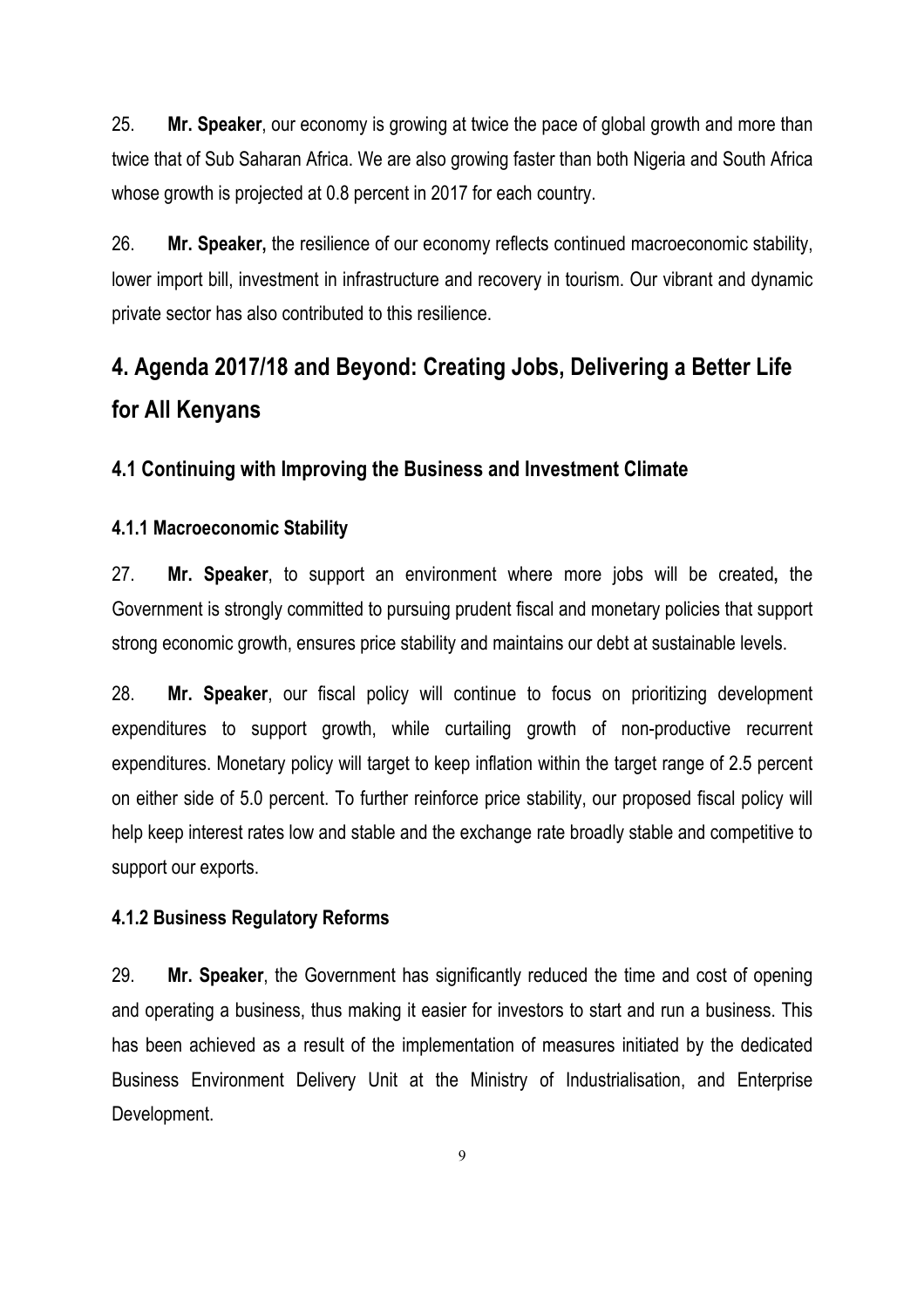25. **Mr. Speaker**, our economy is growing at twice the pace of global growth and more than twice that of Sub Saharan Africa. We are also growing faster than both Nigeria and South Africa whose growth is projected at 0.8 percent in 2017 for each country.

26. **Mr. Speaker,** the resilience of our economy reflects continued macroeconomic stability, lower import bill, investment in infrastructure and recovery in tourism. Our vibrant and dynamic private sector has also contributed to this resilience.

## 4. Agenda 2017/18 and Beyond: Creating Jobs, Delivering a Better Life for All Kenyans

### 4.1 Continuing with Improving the Business and Investment Climate

#### 4.1.1 Macroeconomic Stability

27. **Mr. Speaker**, to support an environment where more jobs will be created**,** the Government is strongly committed to pursuing prudent fiscal and monetary policies that support strong economic growth, ensures price stability and maintains our debt at sustainable levels.

28. **Mr. Speaker**, our fiscal policy will continue to focus on prioritizing development expenditures to support growth, while curtailing growth of non-productive recurrent expenditures. Monetary policy will target to keep inflation within the target range of 2.5 percent on either side of 5.0 percent. To further reinforce price stability, our proposed fiscal policy will help keep interest rates low and stable and the exchange rate broadly stable and competitive to support our exports.

#### 4.1.2 Business Regulatory Reforms

29. **Mr. Speaker**, the Government has significantly reduced the time and cost of opening and operating a business, thus making it easier for investors to start and run a business. This has been achieved as a result of the implementation of measures initiated by the dedicated Business Environment Delivery Unit at the Ministry of Industrialisation, and Enterprise Development.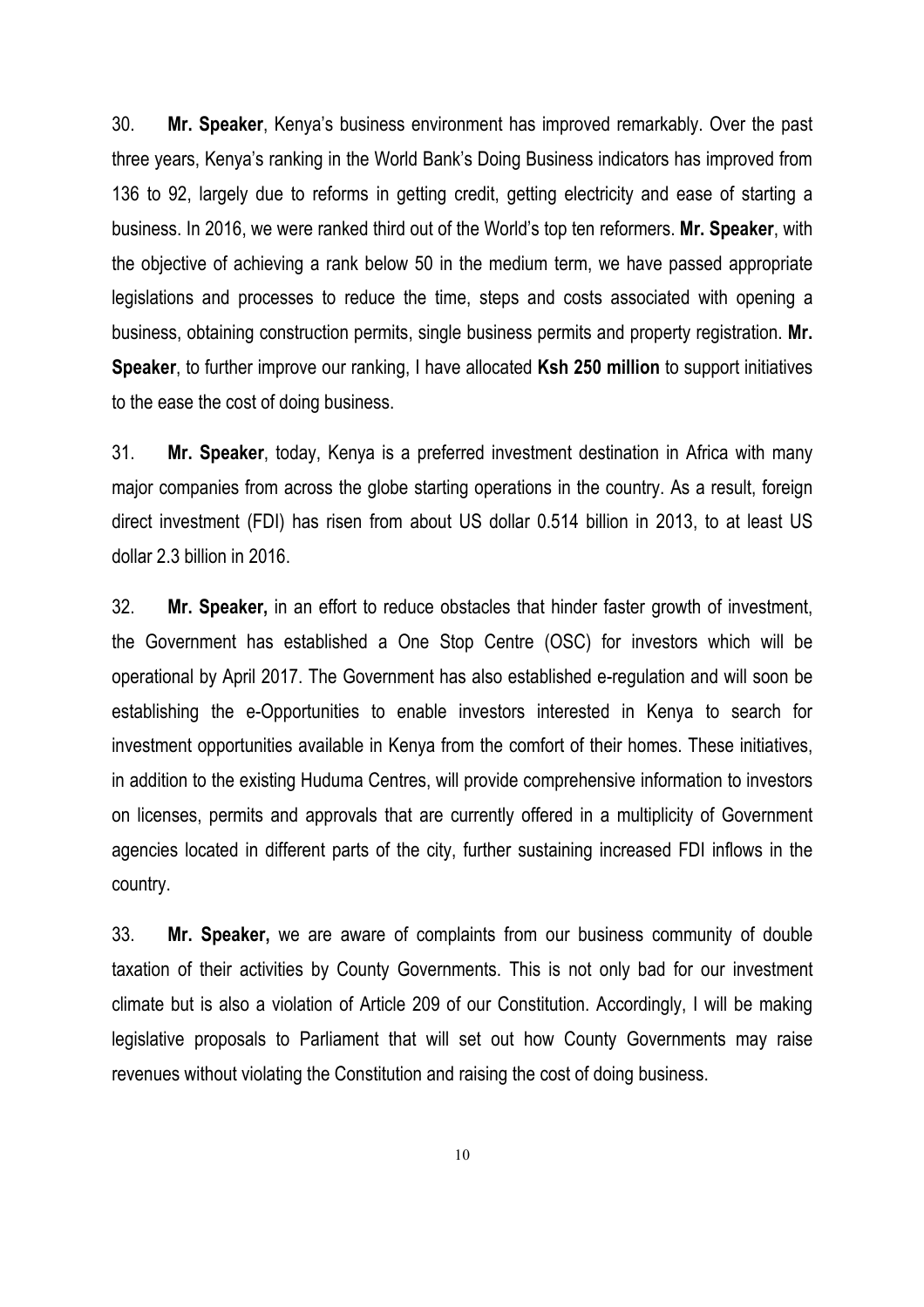30. **Mr. Speaker**, Kenya's business environment has improved remarkably. Over the past three years, Kenya's ranking in the World Bank's Doing Business indicators has improved from 136 to 92, largely due to reforms in getting credit, getting electricity and ease of starting a business. In 2016, we were ranked third out of the World's top ten reformers. **Mr. Speaker**, with the objective of achieving a rank below 50 in the medium term, we have passed appropriate legislations and processes to reduce the time, steps and costs associated with opening a business, obtaining construction permits, single business permits and property registration. **Mr. Speaker**, to further improve our ranking, I have allocated **Ksh 250 million** to support initiatives to the ease the cost of doing business.

31. **Mr. Speaker**, today, Kenya is a preferred investment destination in Africa with many major companies from across the globe starting operations in the country. As a result, foreign direct investment (FDI) has risen from about US dollar 0.514 billion in 2013, to at least US dollar 2.3 billion in 2016.

32. **Mr. Speaker,** in an effort to reduce obstacles that hinder faster growth of investment, the Government has established a One Stop Centre (OSC) for investors which will be operational by April 2017. The Government has also established e-regulation and will soon be establishing the e-Opportunities to enable investors interested in Kenya to search for investment opportunities available in Kenya from the comfort of their homes. These initiatives, in addition to the existing Huduma Centres, will provide comprehensive information to investors on licenses, permits and approvals that are currently offered in a multiplicity of Government agencies located in different parts of the city, further sustaining increased FDI inflows in the country.

33. **Mr. Speaker,** we are aware of complaints from our business community of double taxation of their activities by County Governments. This is not only bad for our investment climate but is also a violation of Article 209 of our Constitution. Accordingly, I will be making legislative proposals to Parliament that will set out how County Governments may raise revenues without violating the Constitution and raising the cost of doing business.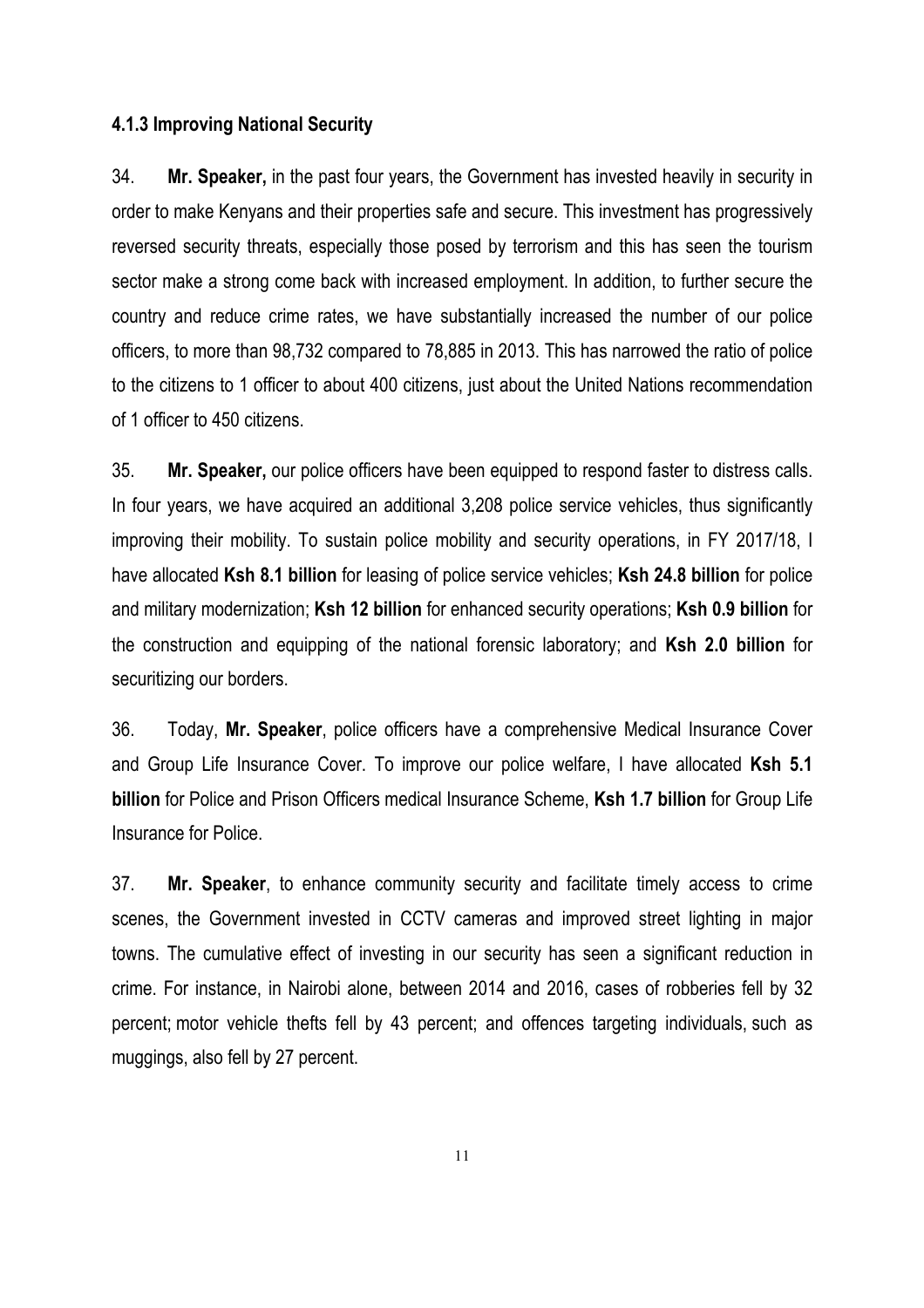#### 4.1.3 Improving National Security

34. **Mr. Speaker,** in the past four years, the Government has invested heavily in security in order to make Kenyans and their properties safe and secure. This investment has progressively reversed security threats, especially those posed by terrorism and this has seen the tourism sector make a strong come back with increased employment. In addition, to further secure the country and reduce crime rates, we have substantially increased the number of our police officers, to more than 98,732 compared to 78,885 in 2013. This has narrowed the ratio of police to the citizens to 1 officer to about 400 citizens, just about the United Nations recommendation of 1 officer to 450 citizens.

35. **Mr. Speaker,** our police officers have been equipped to respond faster to distress calls. In four years, we have acquired an additional 3,208 police service vehicles, thus significantly improving their mobility. To sustain police mobility and security operations, in FY 2017/18, I have allocated **Ksh 8.1 billion** for leasing of police service vehicles; **Ksh 24.8 billion** for police and military modernization; **Ksh 12 billion** for enhanced security operations; **Ksh 0.9 billion** for the construction and equipping of the national forensic laboratory; and **Ksh 2.0 billion** for securitizing our borders.

36. Today, **Mr. Speaker**, police officers have a comprehensive Medical Insurance Cover and Group Life Insurance Cover. To improve our police welfare, I have allocated **Ksh 5.1 billion** for Police and Prison Officers medical Insurance Scheme, **Ksh 1.7 billion** for Group Life Insurance for Police.

37. **Mr. Speaker**, to enhance community security and facilitate timely access to crime scenes, the Government invested in CCTV cameras and improved street lighting in major towns. The cumulative effect of investing in our security has seen a significant reduction in crime. For instance, in Nairobi alone, between 2014 and 2016, cases of robberies fell by 32 percent; motor vehicle thefts fell by 43 percent; and offences targeting individuals, such as muggings, also fell by 27 percent.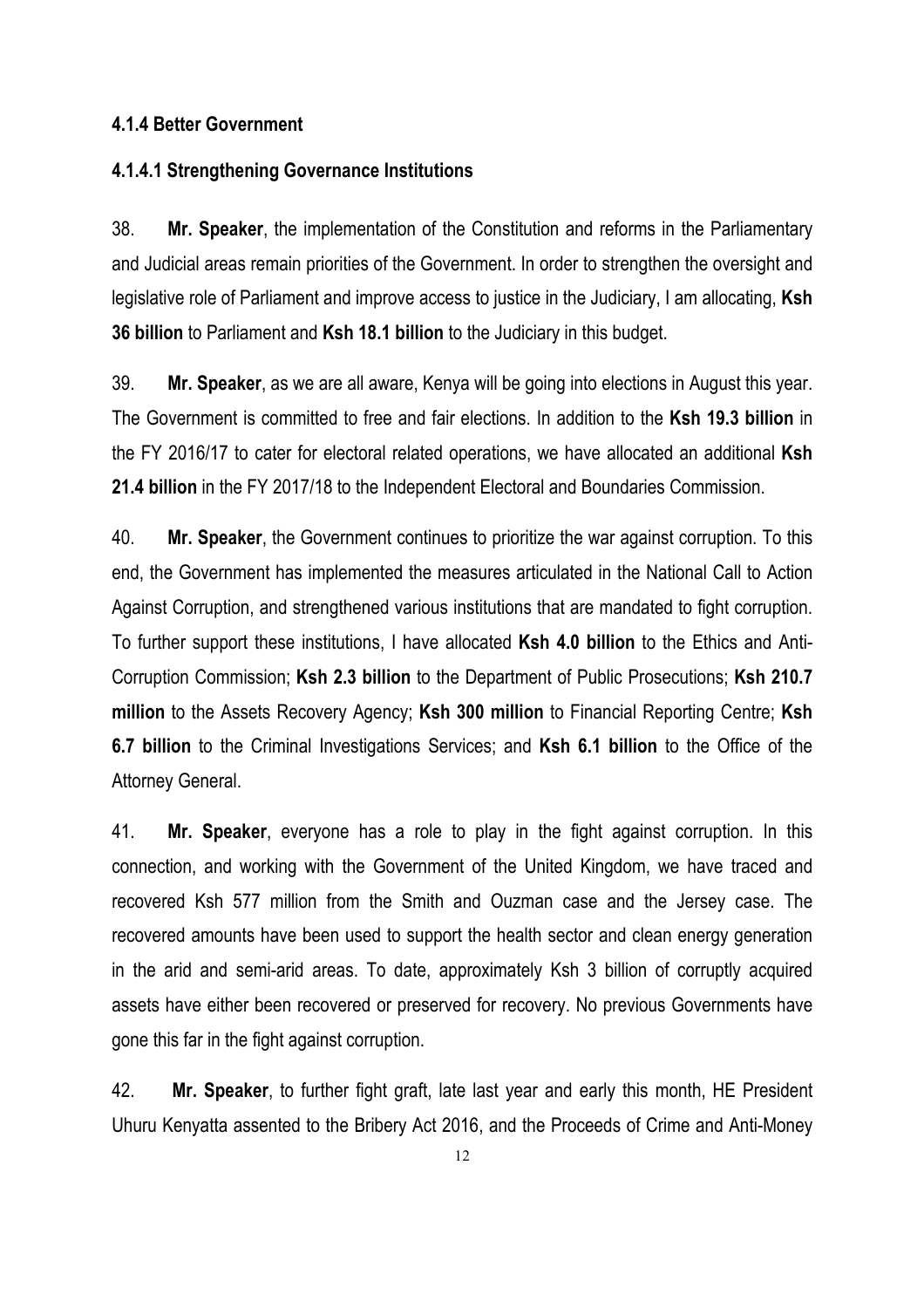#### 4.1.4 Better Government

##### 4.1.4.1 Strengthening Governance Institutions

38. **Mr. Speaker**, the implementation of the Constitution and reforms in the Parliamentary and Judicial areas remain priorities of the Government. In order to strengthen the oversight and legislative role of Parliament and improve access to justice in the Judiciary, I am allocating, **Ksh 36 billion** to Parliament and **Ksh 18.1 billion** to the Judiciary in this budget.

39. **Mr. Speaker**, as we are all aware, Kenya will be going into elections in August this year. The Government is committed to free and fair elections. In addition to the **Ksh 19.3 billion** in the FY 2016/17 to cater for electoral related operations, we have allocated an additional **Ksh 21.4 billion** in the FY 2017/18 to the Independent Electoral and Boundaries Commission.

40. **Mr. Speaker**, the Government continues to prioritize the war against corruption. To this end, the Government has implemented the measures articulated in the National Call to Action Against Corruption, and strengthened various institutions that are mandated to fight corruption. To further support these institutions, I have allocated **Ksh 4.0 billion** to the Ethics and Anti-Corruption Commission; **Ksh 2.3 billion** to the Department of Public Prosecutions; **Ksh 210.7 million** to the Assets Recovery Agency; **Ksh 300 million** to Financial Reporting Centre; **Ksh 6.7 billion** to the Criminal Investigations Services; and **Ksh 6.1 billion** to the Office of the Attorney General.

41. **Mr. Speaker**, everyone has a role to play in the fight against corruption. In this connection, and working with the Government of the United Kingdom, we have traced and recovered Ksh 577 million from the Smith and Ouzman case and the Jersey case. The recovered amounts have been used to support the health sector and clean energy generation in the arid and semi-arid areas. To date, approximately Ksh 3 billion of corruptly acquired assets have either been recovered or preserved for recovery. No previous Governments have gone this far in the fight against corruption.

42. **Mr. Speaker**, to further fight graft, late last year and early this month, HE President Uhuru Kenyatta assented to the Bribery Act 2016, and the Proceeds of Crime and Anti-Money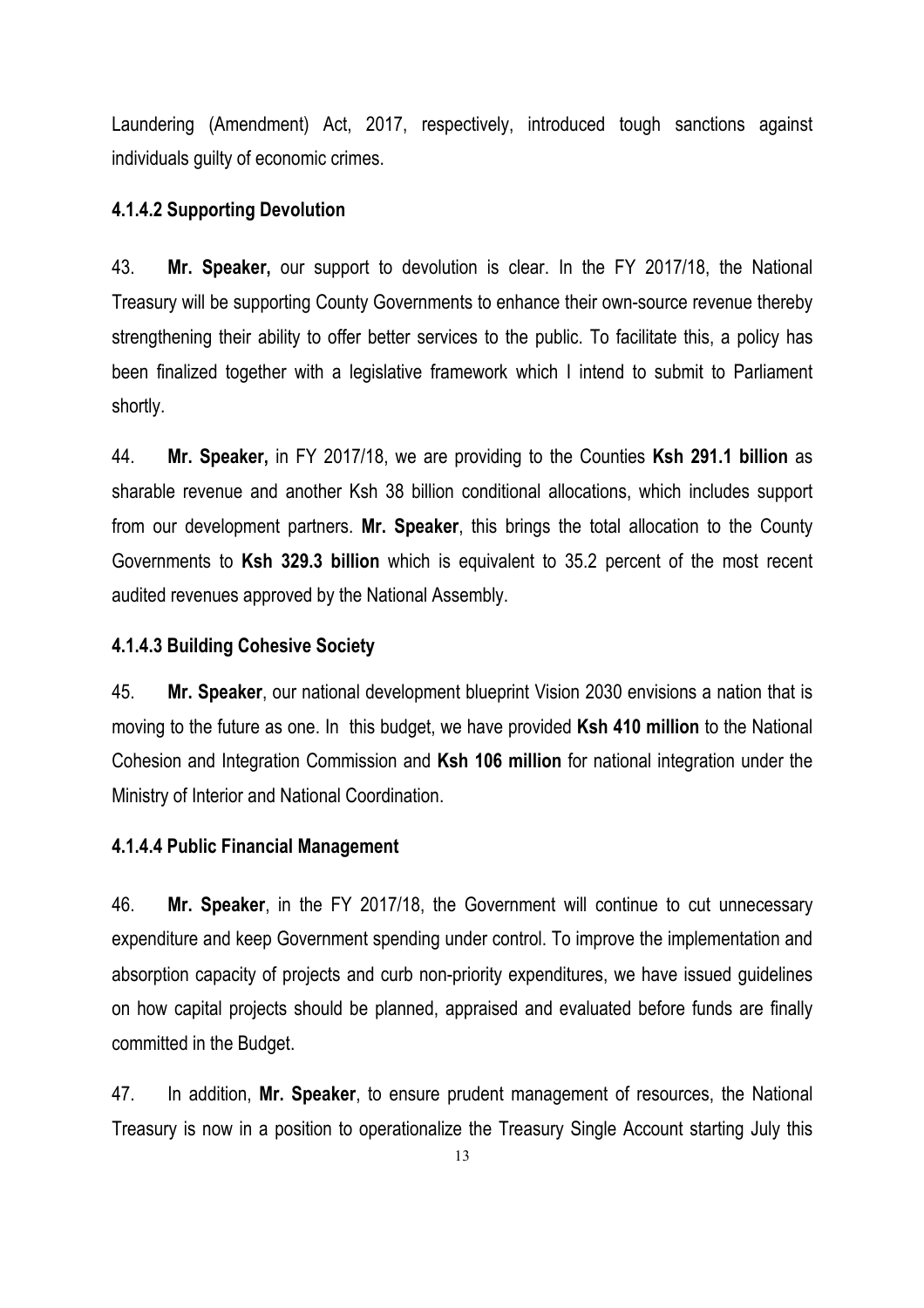Laundering (Amendment) Act, 2017, respectively, introduced tough sanctions against individuals guilty of economic crimes.

#### 4.1.4.2 Supporting Devolution

43. **Mr. Speaker,** our support to devolution is clear. In the FY 2017/18, the National Treasury will be supporting County Governments to enhance their own-source revenue thereby strengthening their ability to offer better services to the public. To facilitate this, a policy has been finalized together with a legislative framework which I intend to submit to Parliament shortly.

44. **Mr. Speaker,** in FY 2017/18, we are providing to the Counties **Ksh 291.1 billion** as sharable revenue and another Ksh 38 billion conditional allocations, which includes support from our development partners. **Mr. Speaker**, this brings the total allocation to the County Governments to **Ksh 329.3 billion** which is equivalent to 35.2 percent of the most recent audited revenues approved by the National Assembly.

#### 4.1.4.3 Building Cohesive Society

45. **Mr. Speaker**, our national development blueprint Vision 2030 envisions a nation that is moving to the future as one. In this budget, we have provided **Ksh 410 million** to the National Cohesion and Integration Commission and **Ksh 106 million** for national integration under the Ministry of Interior and National Coordination.

#### 4.1.4.4 Public Financial Management

46. **Mr. Speaker**, in the FY 2017/18, the Government will continue to cut unnecessary expenditure and keep Government spending under control. To improve the implementation and absorption capacity of projects and curb non-priority expenditures, we have issued guidelines on how capital projects should be planned, appraised and evaluated before funds are finally committed in the Budget.

47. In addition, **Mr. Speaker**, to ensure prudent management of resources, the National Treasury is now in a position to operationalize the Treasury Single Account starting July this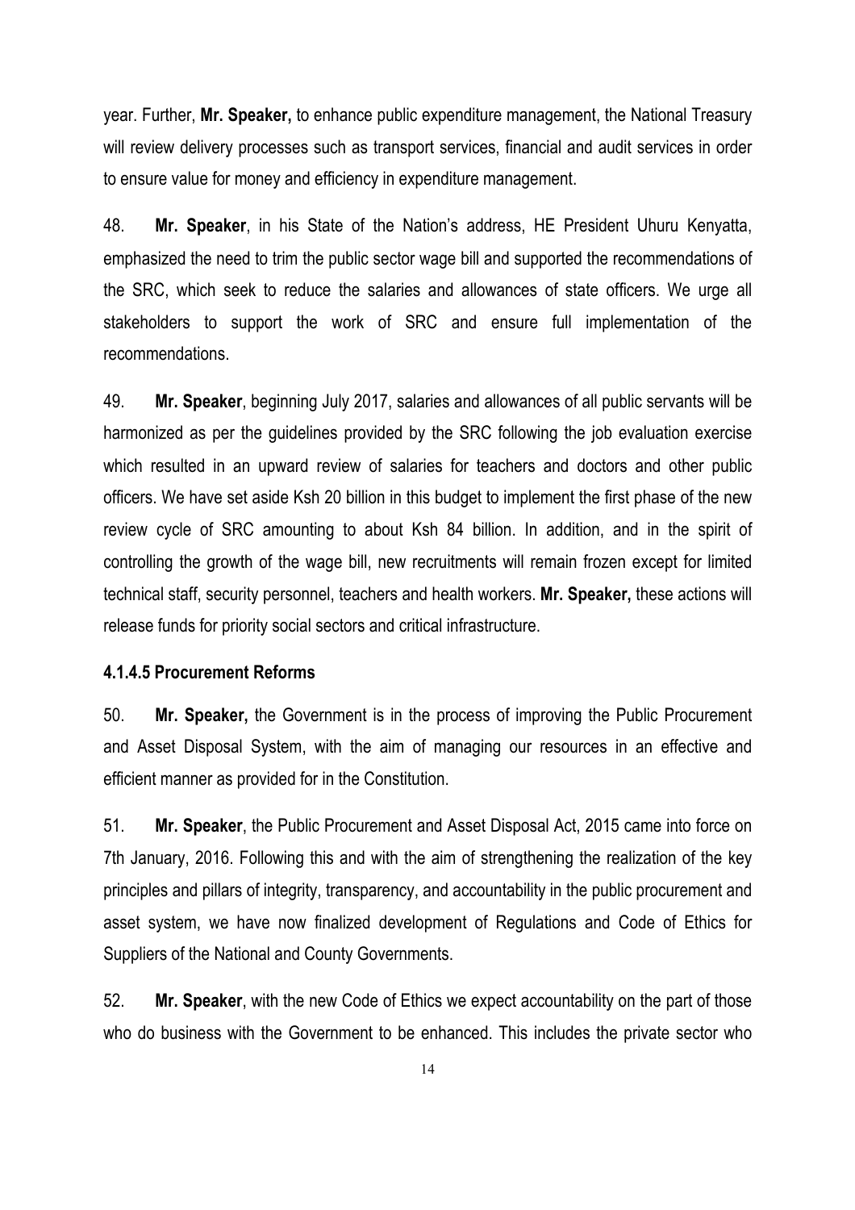year. Further, **Mr. Speaker,** to enhance public expenditure management, the National Treasury will review delivery processes such as transport services, financial and audit services in order to ensure value for money and efficiency in expenditure management.

48. **Mr. Speaker**, in his State of the Nation's address, HE President Uhuru Kenyatta, emphasized the need to trim the public sector wage bill and supported the recommendations of the SRC, which seek to reduce the salaries and allowances of state officers. We urge all stakeholders to support the work of SRC and ensure full implementation of the recommendations.

49. **Mr. Speaker**, beginning July 2017, salaries and allowances of all public servants will be harmonized as per the guidelines provided by the SRC following the job evaluation exercise which resulted in an upward review of salaries for teachers and doctors and other public officers. We have set aside Ksh 20 billion in this budget to implement the first phase of the new review cycle of SRC amounting to about Ksh 84 billion. In addition, and in the spirit of controlling the growth of the wage bill, new recruitments will remain frozen except for limited technical staff, security personnel, teachers and health workers. **Mr. Speaker,** these actions will release funds for priority social sectors and critical infrastructure.

#### 4.1.4.5 Procurement Reforms

50. **Mr. Speaker,** the Government is in the process of improving the Public Procurement and Asset Disposal System, with the aim of managing our resources in an effective and efficient manner as provided for in the Constitution.

51. **Mr. Speaker**, the Public Procurement and Asset Disposal Act, 2015 came into force on 7th January, 2016. Following this and with the aim of strengthening the realization of the key principles and pillars of integrity, transparency, and accountability in the public procurement and asset system, we have now finalized development of Regulations and Code of Ethics for Suppliers of the National and County Governments.

52. **Mr. Speaker**, with the new Code of Ethics we expect accountability on the part of those who do business with the Government to be enhanced. This includes the private sector who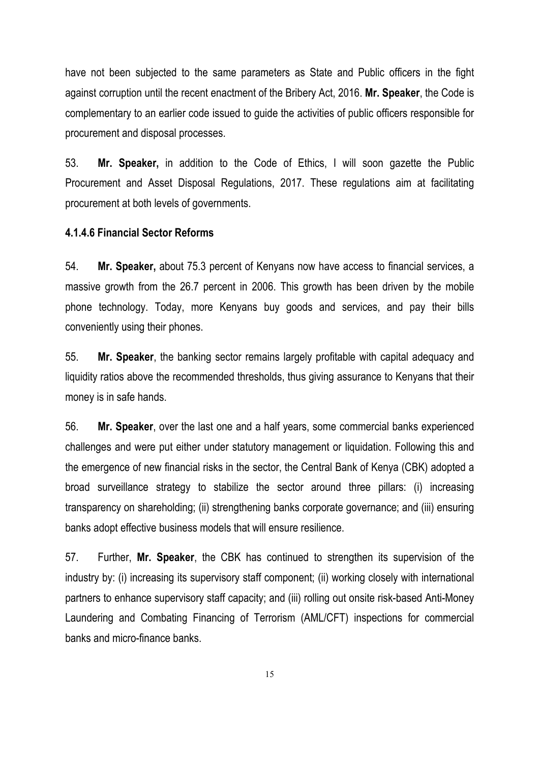have not been subjected to the same parameters as State and Public officers in the fight against corruption until the recent enactment of the Bribery Act, 2016. **Mr. Speaker**, the Code is complementary to an earlier code issued to guide the activities of public officers responsible for procurement and disposal processes.

53. **Mr. Speaker,** in addition to the Code of Ethics, I will soon gazette the Public Procurement and Asset Disposal Regulations, 2017. These regulations aim at facilitating procurement at both levels of governments.

#### 4.1.4.6 Financial Sector Reforms

54. **Mr. Speaker,** about 75.3 percent of Kenyans now have access to financial services, a massive growth from the 26.7 percent in 2006. This growth has been driven by the mobile phone technology. Today, more Kenyans buy goods and services, and pay their bills conveniently using their phones.

55. **Mr. Speaker**, the banking sector remains largely profitable with capital adequacy and liquidity ratios above the recommended thresholds, thus giving assurance to Kenyans that their money is in safe hands.

56. **Mr. Speaker**, over the last one and a half years, some commercial banks experienced challenges and were put either under statutory management or liquidation. Following this and the emergence of new financial risks in the sector, the Central Bank of Kenya (CBK) adopted a broad surveillance strategy to stabilize the sector around three pillars: (i) increasing transparency on shareholding; (ii) strengthening banks corporate governance; and (iii) ensuring banks adopt effective business models that will ensure resilience.

57. Further, **Mr. Speaker**, the CBK has continued to strengthen its supervision of the industry by: (i) increasing its supervisory staff component; (ii) working closely with international partners to enhance supervisory staff capacity; and (iii) rolling out onsite risk-based Anti-Money Laundering and Combating Financing of Terrorism (AML/CFT) inspections for commercial banks and micro-finance banks.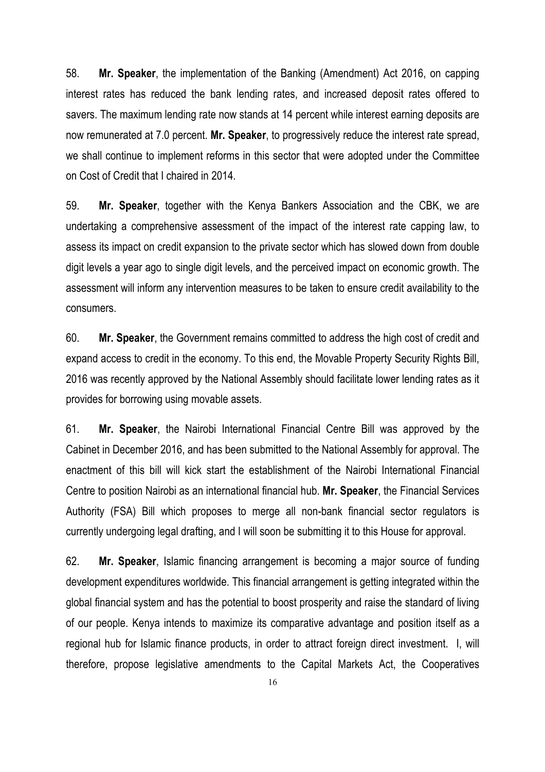58. **Mr. Speaker**, the implementation of the Banking (Amendment) Act 2016, on capping interest rates has reduced the bank lending rates, and increased deposit rates offered to savers. The maximum lending rate now stands at 14 percent while interest earning deposits are now remunerated at 7.0 percent. **Mr. Speaker**, to progressively reduce the interest rate spread, we shall continue to implement reforms in this sector that were adopted under the Committee on Cost of Credit that I chaired in 2014.

59. **Mr. Speaker**, together with the Kenya Bankers Association and the CBK, we are undertaking a comprehensive assessment of the impact of the interest rate capping law, to assess its impact on credit expansion to the private sector which has slowed down from double digit levels a year ago to single digit levels, and the perceived impact on economic growth. The assessment will inform any intervention measures to be taken to ensure credit availability to the consumers.

60. **Mr. Speaker**, the Government remains committed to address the high cost of credit and expand access to credit in the economy. To this end, the Movable Property Security Rights Bill, 2016 was recently approved by the National Assembly should facilitate lower lending rates as it provides for borrowing using movable assets.

61. **Mr. Speaker**, the Nairobi International Financial Centre Bill was approved by the Cabinet in December 2016, and has been submitted to the National Assembly for approval. The enactment of this bill will kick start the establishment of the Nairobi International Financial Centre to position Nairobi as an international financial hub. **Mr. Speaker**, the Financial Services Authority (FSA) Bill which proposes to merge all non-bank financial sector regulators is currently undergoing legal drafting, and I will soon be submitting it to this House for approval.

62. **Mr. Speaker**, Islamic financing arrangement is becoming a major source of funding development expenditures worldwide. This financial arrangement is getting integrated within the global financial system and has the potential to boost prosperity and raise the standard of living of our people. Kenya intends to maximize its comparative advantage and position itself as a regional hub for Islamic finance products, in order to attract foreign direct investment. I, will therefore, propose legislative amendments to the Capital Markets Act, the Cooperatives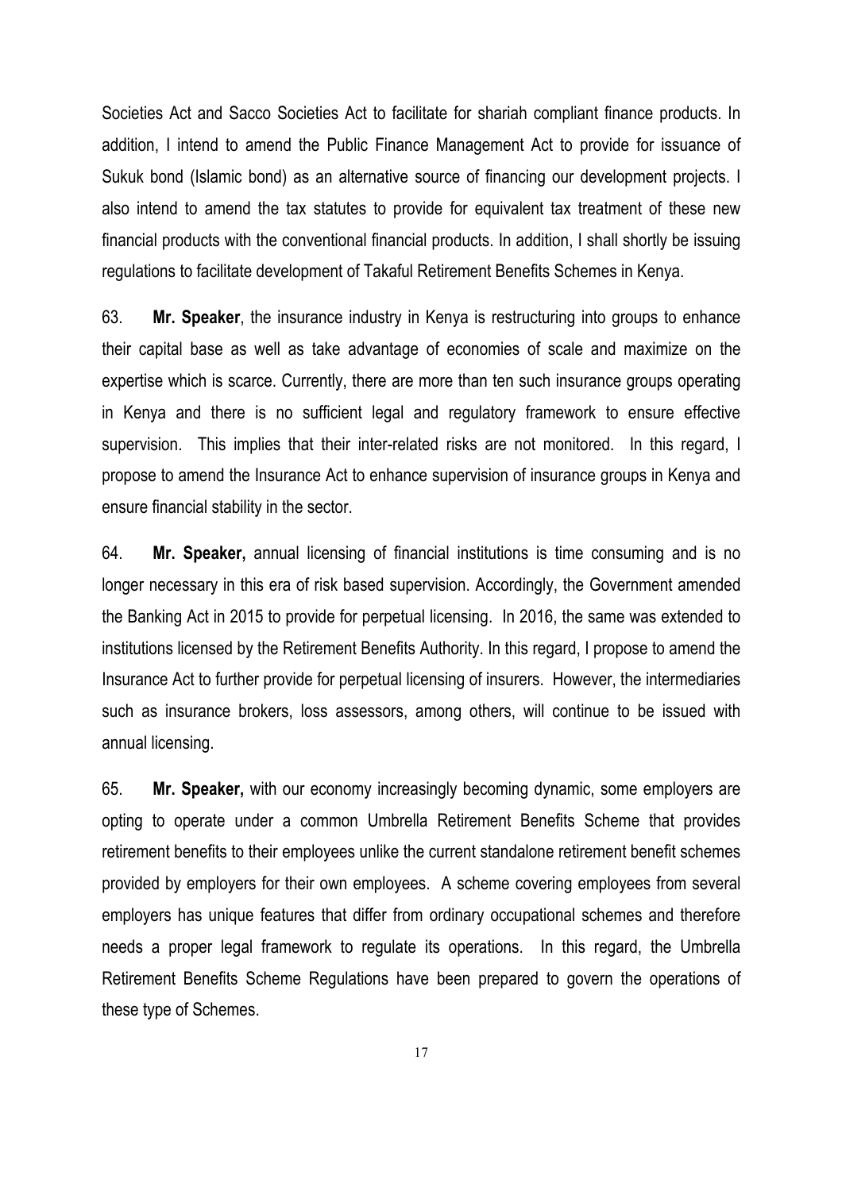Societies Act and Sacco Societies Act to facilitate for shariah compliant finance products. In addition, I intend to amend the Public Finance Management Act to provide for issuance of Sukuk bond (Islamic bond) as an alternative source of financing our development projects. I also intend to amend the tax statutes to provide for equivalent tax treatment of these new financial products with the conventional financial products. In addition, I shall shortly be issuing regulations to facilitate development of Takaful Retirement Benefits Schemes in Kenya.

63. **Mr. Speaker**, the insurance industry in Kenya is restructuring into groups to enhance their capital base as well as take advantage of economies of scale and maximize on the expertise which is scarce. Currently, there are more than ten such insurance groups operating in Kenya and there is no sufficient legal and regulatory framework to ensure effective supervision. This implies that their inter-related risks are not monitored. In this regard, I propose to amend the Insurance Act to enhance supervision of insurance groups in Kenya and ensure financial stability in the sector.

64. **Mr. Speaker,** annual licensing of financial institutions is time consuming and is no longer necessary in this era of risk based supervision. Accordingly, the Government amended the Banking Act in 2015 to provide for perpetual licensing. In 2016, the same was extended to institutions licensed by the Retirement Benefits Authority. In this regard, I propose to amend the Insurance Act to further provide for perpetual licensing of insurers. However, the intermediaries such as insurance brokers, loss assessors, among others, will continue to be issued with annual licensing.

65. **Mr. Speaker,** with our economy increasingly becoming dynamic, some employers are opting to operate under a common Umbrella Retirement Benefits Scheme that provides retirement benefits to their employees unlike the current standalone retirement benefit schemes provided by employers for their own employees. A scheme covering employees from several employers has unique features that differ from ordinary occupational schemes and therefore needs a proper legal framework to regulate its operations. In this regard, the Umbrella Retirement Benefits Scheme Regulations have been prepared to govern the operations of these type of Schemes.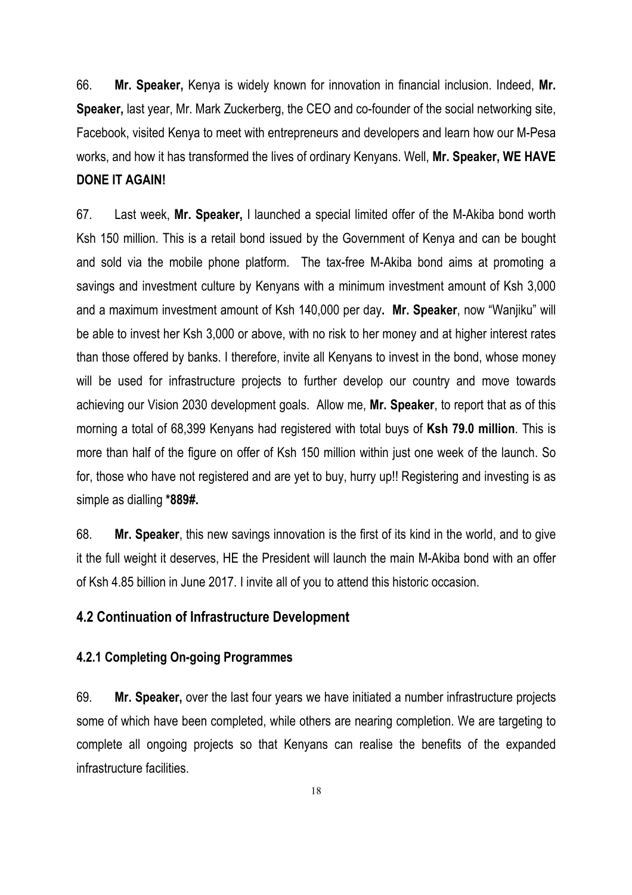66. **Mr. Speaker,** Kenya is widely known for innovation in financial inclusion. Indeed, **Mr. Speaker,** last year, Mr. Mark Zuckerberg, the CEO and co-founder of the social networking site, Facebook, visited Kenya to meet with entrepreneurs and developers and learn how our M-Pesa works, and how it has transformed the lives of ordinary Kenyans. Well, **Mr. Speaker, WE HAVE DONE IT AGAIN!**

67. Last week, **Mr. Speaker,** I launched a special limited offer of the M-Akiba bond worth Ksh 150 million. This is a retail bond issued by the Government of Kenya and can be bought and sold via the mobile phone platform. The tax-free M-Akiba bond aims at promoting a savings and investment culture by Kenyans with a minimum investment amount of Ksh 3,000 and a maximum investment amount of Ksh 140,000 per day**. Mr. Speaker**, now "Wanjiku" will be able to invest her Ksh 3,000 or above, with no risk to her money and at higher interest rates than those offered by banks. I therefore, invite all Kenyans to invest in the bond, whose money will be used for infrastructure projects to further develop our country and move towards achieving our Vision 2030 development goals. Allow me, **Mr. Speaker**, to report that as of this morning a total of 68,399 Kenyans had registered with total buys of **Ksh 79.0 million**. This is more than half of the figure on offer of Ksh 150 million within just one week of the launch. So for, those who have not registered and are yet to buy, hurry up!! Registering and investing is as simple as dialling **\*889#.**

68. **Mr. Speaker**, this new savings innovation is the first of its kind in the world, and to give it the full weight it deserves, HE the President will launch the main M-Akiba bond with an offer of Ksh 4.85 billion in June 2017. I invite all of you to attend this historic occasion.

## 4.2 Continuation of Infrastructure Development

### 4.2.1 Completing On-going Programmes

69. **Mr. Speaker,** over the last four years we have initiated a number infrastructure projects some of which have been completed, while others are nearing completion. We are targeting to complete all ongoing projects so that Kenyans can realise the benefits of the expanded infrastructure facilities.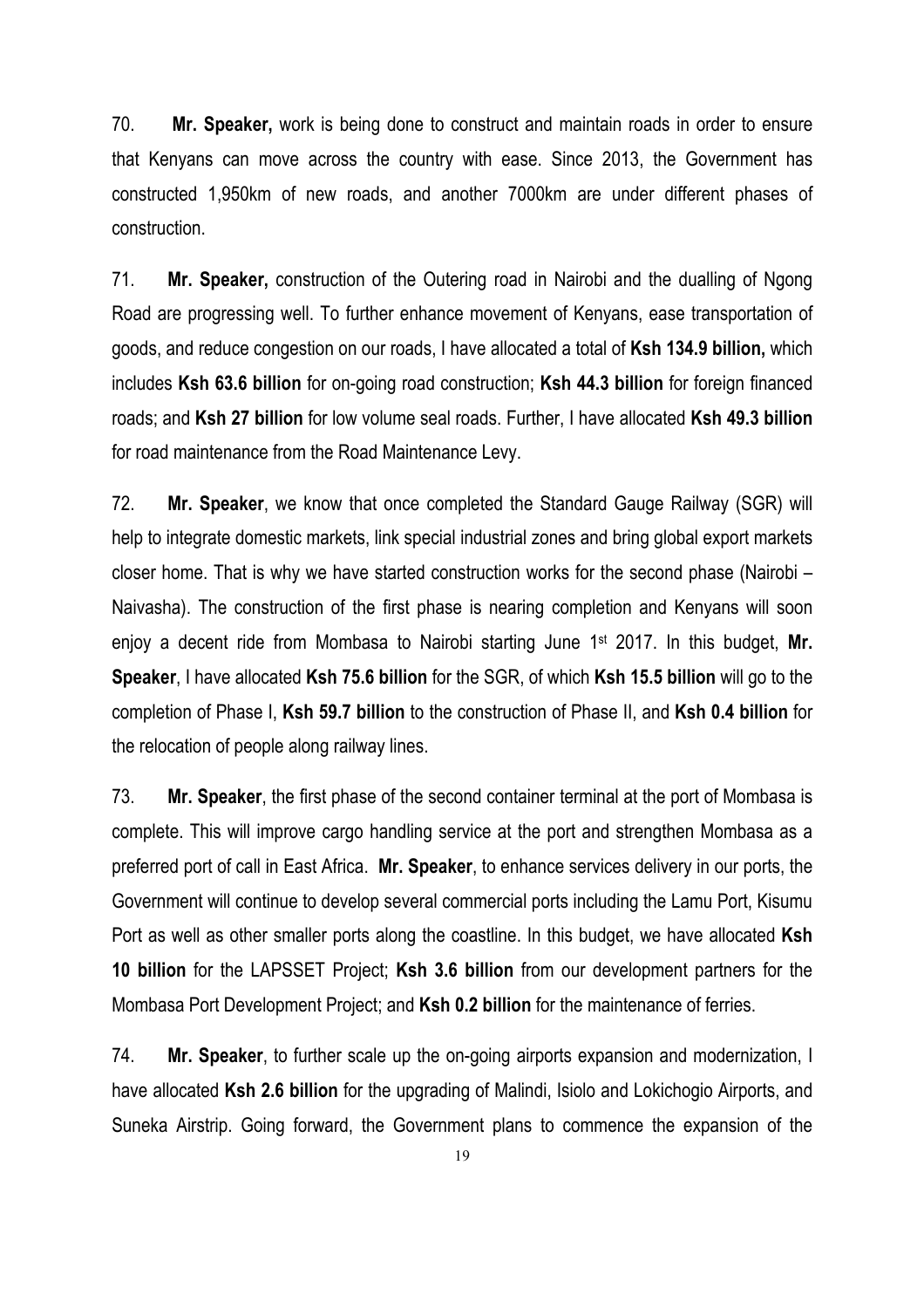70. **Mr. Speaker,** work is being done to construct and maintain roads in order to ensure that Kenyans can move across the country with ease. Since 2013, the Government has constructed 1,950km of new roads, and another 7000km are under different phases of construction.

71. **Mr. Speaker,** construction of the Outering road in Nairobi and the dualling of Ngong Road are progressing well. To further enhance movement of Kenyans, ease transportation of goods, and reduce congestion on our roads, I have allocated a total of **Ksh 134.9 billion,** which includes **Ksh 63.6 billion** for on-going road construction; **Ksh 44.3 billion** for foreign financed roads; and **Ksh 27 billion** for low volume seal roads. Further, I have allocated **Ksh 49.3 billion** for road maintenance from the Road Maintenance Levy.

72. **Mr. Speaker**, we know that once completed the Standard Gauge Railway (SGR) will help to integrate domestic markets, link special industrial zones and bring global export markets closer home. That is why we have started construction works for the second phase (Nairobi – Naivasha). The construction of the first phase is nearing completion and Kenyans will soon enjoy a decent ride from Mombasa to Nairobi starting June 1st 2017. In this budget, **Mr. Speaker**, I have allocated **Ksh 75.6 billion** for the SGR, of which **Ksh 15.5 billion** will go to the completion of Phase I, **Ksh 59.7 billion** to the construction of Phase II, and **Ksh 0.4 billion** for the relocation of people along railway lines.

73. **Mr. Speaker**, the first phase of the second container terminal at the port of Mombasa is complete. This will improve cargo handling service at the port and strengthen Mombasa as a preferred port of call in East Africa. **Mr. Speaker**, to enhance services delivery in our ports, the Government will continue to develop several commercial ports including the Lamu Port, Kisumu Port as well as other smaller ports along the coastline. In this budget, we have allocated **Ksh 10 billion** for the LAPSSET Project; **Ksh 3.6 billion** from our development partners for the Mombasa Port Development Project; and **Ksh 0.2 billion** for the maintenance of ferries.

74. **Mr. Speaker**, to further scale up the on-going airports expansion and modernization, I have allocated **Ksh 2.6 billion** for the upgrading of Malindi, Isiolo and Lokichogio Airports, and Suneka Airstrip. Going forward, the Government plans to commence the expansion of the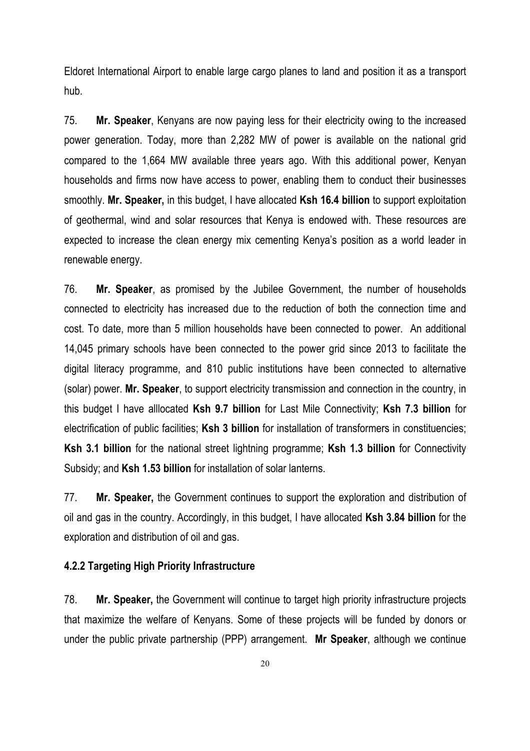Eldoret International Airport to enable large cargo planes to land and position it as a transport hub.

75. **Mr. Speaker**, Kenyans are now paying less for their electricity owing to the increased power generation. Today, more than 2,282 MW of power is available on the national grid compared to the 1,664 MW available three years ago. With this additional power, Kenyan households and firms now have access to power, enabling them to conduct their businesses smoothly. **Mr. Speaker,** in this budget, I have allocated **Ksh 16.4 billion** to support exploitation of geothermal, wind and solar resources that Kenya is endowed with. These resources are expected to increase the clean energy mix cementing Kenya's position as a world leader in renewable energy.

76. **Mr. Speaker**, as promised by the Jubilee Government, the number of households connected to electricity has increased due to the reduction of both the connection time and cost. To date, more than 5 million households have been connected to power. An additional 14,045 primary schools have been connected to the power grid since 2013 to facilitate the digital literacy programme, and 810 public institutions have been connected to alternative (solar) power. **Mr. Speaker**, to support electricity transmission and connection in the country, in this budget I have alllocated **Ksh 9.7 billion** for Last Mile Connectivity; **Ksh 7.3 billion** for electrification of public facilities; **Ksh 3 billion** for installation of transformers in constituencies; **Ksh 3.1 billion** for the national street lightning programme; **Ksh 1.3 billion** for Connectivity Subsidy; and **Ksh 1.53 billion** for installation of solar lanterns.

77. **Mr. Speaker,** the Government continues to support the exploration and distribution of oil and gas in the country. Accordingly, in this budget, I have allocated **Ksh 3.84 billion** for the exploration and distribution of oil and gas.

#### 4.2.2 Targeting High Priority Infrastructure

78. **Mr. Speaker,** the Government will continue to target high priority infrastructure projects that maximize the welfare of Kenyans. Some of these projects will be funded by donors or under the public private partnership (PPP) arrangement. **Mr Speaker**, although we continue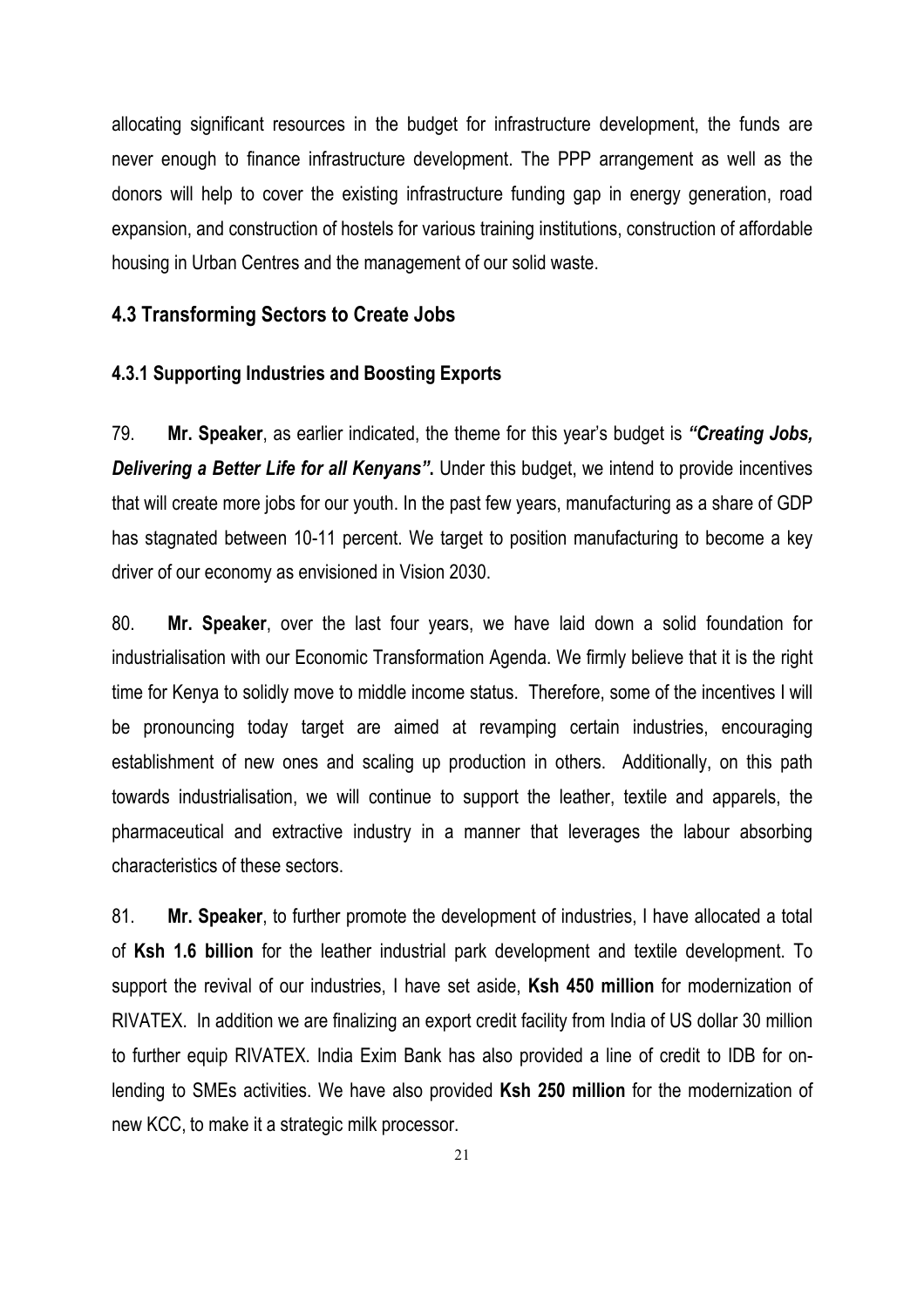allocating significant resources in the budget for infrastructure development, the funds are never enough to finance infrastructure development. The PPP arrangement as well as the donors will help to cover the existing infrastructure funding gap in energy generation, road expansion, and construction of hostels for various training institutions, construction of affordable housing in Urban Centres and the management of our solid waste.

## 4.3 Transforming Sectors to Create Jobs

### 4.3.1 Supporting Industries and Boosting Exports

79. **Mr. Speaker**, as earlier indicated, the theme for this year's budget is ***"Creating Jobs, Delivering a Better Life for all Kenyans"*.** Under this budget, we intend to provide incentives that will create more jobs for our youth. In the past few years, manufacturing as a share of GDP has stagnated between 10-11 percent. We target to position manufacturing to become a key driver of our economy as envisioned in Vision 2030.

80. **Mr. Speaker**, over the last four years, we have laid down a solid foundation for industrialisation with our Economic Transformation Agenda. We firmly believe that it is the right time for Kenya to solidly move to middle income status. Therefore, some of the incentives I will be pronouncing today target are aimed at revamping certain industries, encouraging establishment of new ones and scaling up production in others. Additionally, on this path towards industrialisation, we will continue to support the leather, textile and apparels, the pharmaceutical and extractive industry in a manner that leverages the labour absorbing characteristics of these sectors.

81. **Mr. Speaker**, to further promote the development of industries, I have allocated a total of **Ksh 1.6 billion** for the leather industrial park development and textile development. To support the revival of our industries, I have set aside, **Ksh 450 million** for modernization of RIVATEX. In addition we are finalizing an export credit facility from India of US dollar 30 million to further equip RIVATEX. India Exim Bank has also provided a line of credit to IDB for on-lending to SMEs activities. We have also provided **Ksh 250 million** for the modernization of new KCC, to make it a strategic milk processor.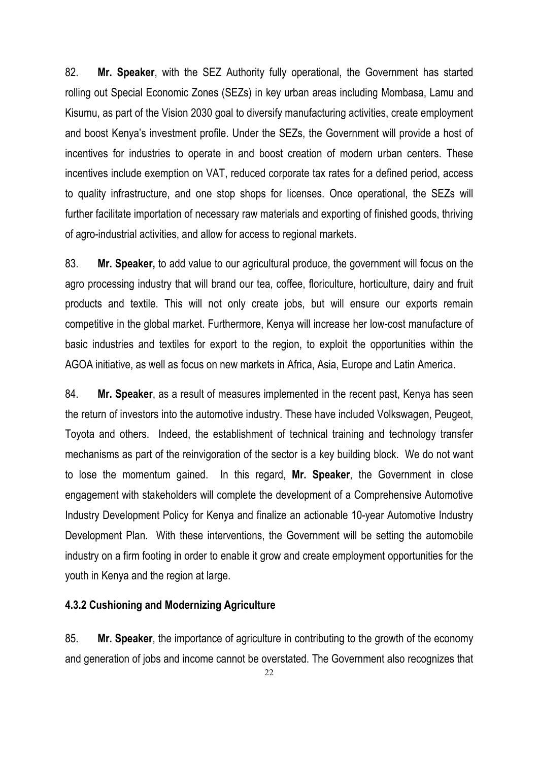82. **Mr. Speaker**, with the SEZ Authority fully operational, the Government has started rolling out Special Economic Zones (SEZs) in key urban areas including Mombasa, Lamu and Kisumu, as part of the Vision 2030 goal to diversify manufacturing activities, create employment and boost Kenya's investment profile. Under the SEZs, the Government will provide a host of incentives for industries to operate in and boost creation of modern urban centers. These incentives include exemption on VAT, reduced corporate tax rates for a defined period, access to quality infrastructure, and one stop shops for licenses. Once operational, the SEZs will further facilitate importation of necessary raw materials and exporting of finished goods, thriving of agro-industrial activities, and allow for access to regional markets.

83. **Mr. Speaker,** to add value to our agricultural produce, the government will focus on the agro processing industry that will brand our tea, coffee, floriculture, horticulture, dairy and fruit products and textile. This will not only create jobs, but will ensure our exports remain competitive in the global market. Furthermore, Kenya will increase her low-cost manufacture of basic industries and textiles for export to the region, to exploit the opportunities within the AGOA initiative, as well as focus on new markets in Africa, Asia, Europe and Latin America.

84. **Mr. Speaker**, as a result of measures implemented in the recent past, Kenya has seen the return of investors into the automotive industry. These have included Volkswagen, Peugeot, Toyota and others. Indeed, the establishment of technical training and technology transfer mechanisms as part of the reinvigoration of the sector is a key building block. We do not want to lose the momentum gained. In this regard, **Mr. Speaker**, the Government in close engagement with stakeholders will complete the development of a Comprehensive Automotive Industry Development Policy for Kenya and finalize an actionable 10-year Automotive Industry Development Plan. With these interventions, the Government will be setting the automobile industry on a firm footing in order to enable it grow and create employment opportunities for the youth in Kenya and the region at large.

#### 4.3.2 Cushioning and Modernizing Agriculture

85. **Mr. Speaker**, the importance of agriculture in contributing to the growth of the economy and generation of jobs and income cannot be overstated. The Government also recognizes that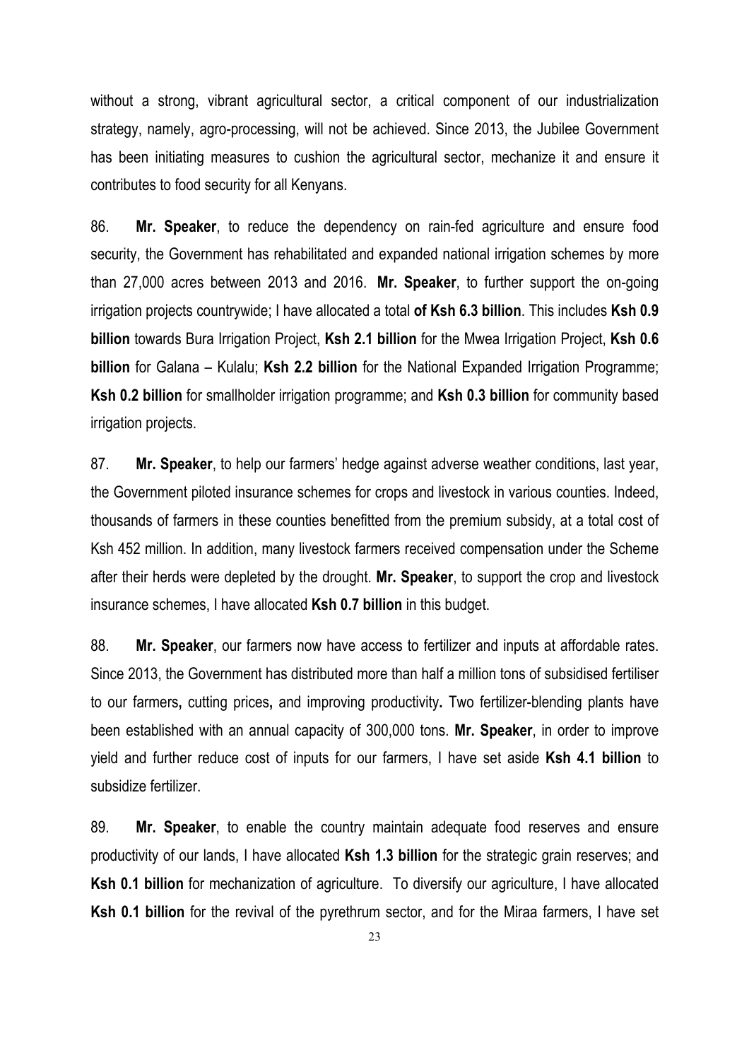without a strong, vibrant agricultural sector, a critical component of our industrialization strategy, namely, agro-processing, will not be achieved. Since 2013, the Jubilee Government has been initiating measures to cushion the agricultural sector, mechanize it and ensure it contributes to food security for all Kenyans.

86. **Mr. Speaker**, to reduce the dependency on rain-fed agriculture and ensure food security, the Government has rehabilitated and expanded national irrigation schemes by more than 27,000 acres between 2013 and 2016. **Mr. Speaker**, to further support the on-going irrigation projects countrywide; I have allocated a total **of Ksh 6.3 billion**. This includes **Ksh 0.9 billion** towards Bura Irrigation Project, **Ksh 2.1 billion** for the Mwea Irrigation Project, **Ksh 0.6 billion** for Galana – Kulalu; **Ksh 2.2 billion** for the National Expanded Irrigation Programme; **Ksh 0.2 billion** for smallholder irrigation programme; and **Ksh 0.3 billion** for community based irrigation projects.

87. **Mr. Speaker**, to help our farmers' hedge against adverse weather conditions, last year, the Government piloted insurance schemes for crops and livestock in various counties. Indeed, thousands of farmers in these counties benefitted from the premium subsidy, at a total cost of Ksh 452 million. In addition, many livestock farmers received compensation under the Scheme after their herds were depleted by the drought. **Mr. Speaker**, to support the crop and livestock insurance schemes, I have allocated **Ksh 0.7 billion** in this budget.

88. **Mr. Speaker**, our farmers now have access to fertilizer and inputs at affordable rates. Since 2013, the Government has distributed more than half a million tons of subsidised fertiliser to our farmers**,** cutting prices**,** and improving productivity**.** Two fertilizer-blending plants have been established with an annual capacity of 300,000 tons. **Mr. Speaker**, in order to improve yield and further reduce cost of inputs for our farmers, I have set aside **Ksh 4.1 billion** to subsidize fertilizer.

89. **Mr. Speaker**, to enable the country maintain adequate food reserves and ensure productivity of our lands, I have allocated **Ksh 1.3 billion** for the strategic grain reserves; and **Ksh 0.1 billion** for mechanization of agriculture. To diversify our agriculture, I have allocated **Ksh 0.1 billion** for the revival of the pyrethrum sector, and for the Miraa farmers, I have set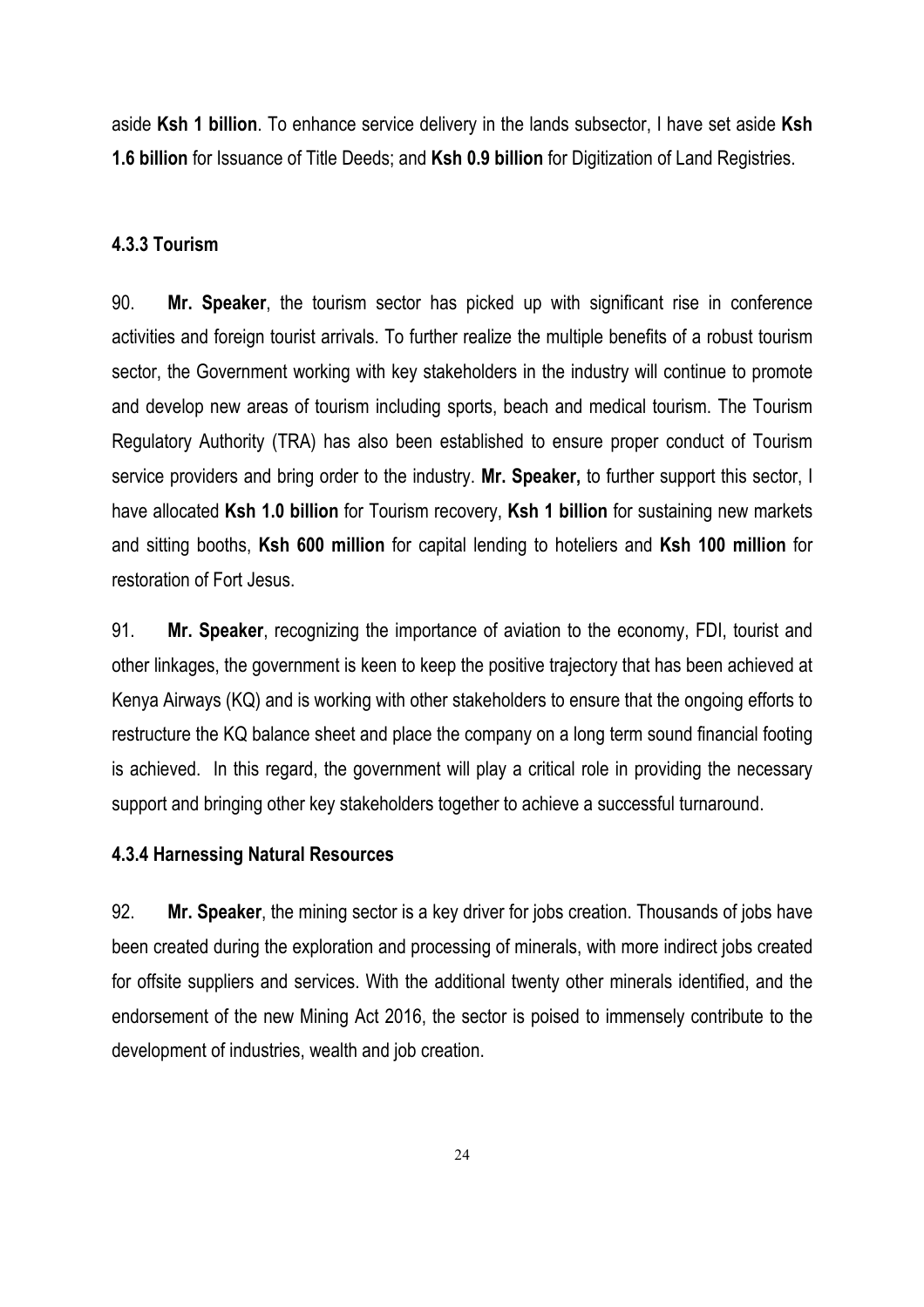aside **Ksh 1 billion**. To enhance service delivery in the lands subsector, I have set aside **Ksh 1.6 billion** for Issuance of Title Deeds; and **Ksh 0.9 billion** for Digitization of Land Registries.

### 4.3.3 Tourism

90. **Mr. Speaker**, the tourism sector has picked up with significant rise in conference activities and foreign tourist arrivals. To further realize the multiple benefits of a robust tourism sector, the Government working with key stakeholders in the industry will continue to promote and develop new areas of tourism including sports, beach and medical tourism. The Tourism Regulatory Authority (TRA) has also been established to ensure proper conduct of Tourism service providers and bring order to the industry. **Mr. Speaker,** to further support this sector, I have allocated **Ksh 1.0 billion** for Tourism recovery, **Ksh 1 billion** for sustaining new markets and sitting booths, **Ksh 600 million** for capital lending to hoteliers and **Ksh 100 million** for restoration of Fort Jesus.

91. **Mr. Speaker**, recognizing the importance of aviation to the economy, FDI, tourist and other linkages, the government is keen to keep the positive trajectory that has been achieved at Kenya Airways (KQ) and is working with other stakeholders to ensure that the ongoing efforts to restructure the KQ balance sheet and place the company on a long term sound financial footing is achieved. In this regard, the government will play a critical role in providing the necessary support and bringing other key stakeholders together to achieve a successful turnaround.

### 4.3.4 Harnessing Natural Resources

92. **Mr. Speaker**, the mining sector is a key driver for jobs creation. Thousands of jobs have been created during the exploration and processing of minerals, with more indirect jobs created for offsite suppliers and services. With the additional twenty other minerals identified, and the endorsement of the new Mining Act 2016, the sector is poised to immensely contribute to the development of industries, wealth and job creation.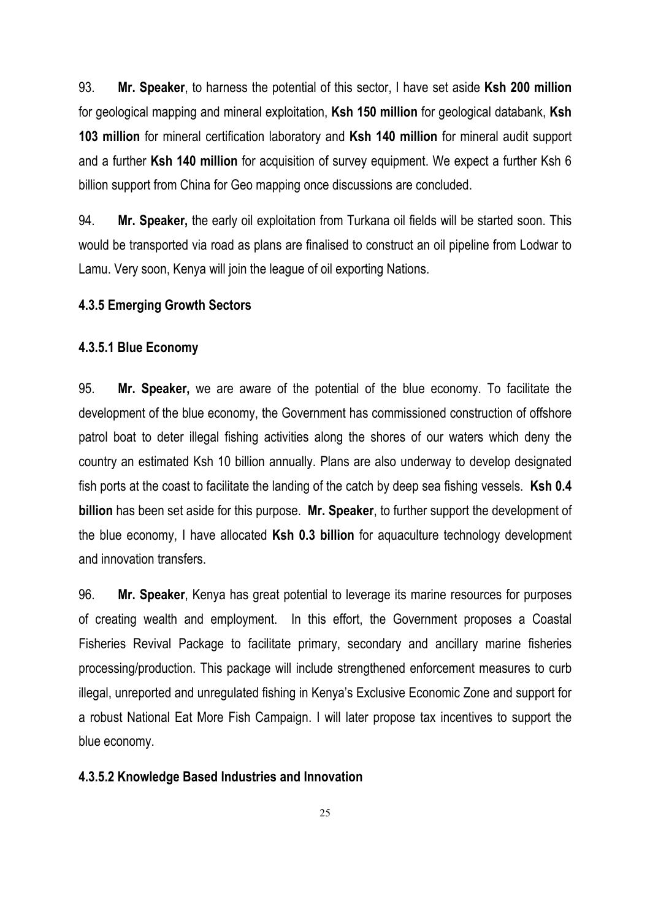93. **Mr. Speaker**, to harness the potential of this sector, I have set aside **Ksh 200 million** for geological mapping and mineral exploitation, **Ksh 150 million** for geological databank, **Ksh 103 million** for mineral certification laboratory and **Ksh 140 million** for mineral audit support and a further **Ksh 140 million** for acquisition of survey equipment. We expect a further Ksh 6 billion support from China for Geo mapping once discussions are concluded.

94. **Mr. Speaker,** the early oil exploitation from Turkana oil fields will be started soon. This would be transported via road as plans are finalised to construct an oil pipeline from Lodwar to Lamu. Very soon, Kenya will join the league of oil exporting Nations.

#### 4.3.5 Emerging Growth Sectors

##### 4.3.5.1 Blue Economy

95. **Mr. Speaker,** we are aware of the potential of the blue economy. To facilitate the development of the blue economy, the Government has commissioned construction of offshore patrol boat to deter illegal fishing activities along the shores of our waters which deny the country an estimated Ksh 10 billion annually. Plans are also underway to develop designated fish ports at the coast to facilitate the landing of the catch by deep sea fishing vessels. **Ksh 0.4 billion** has been set aside for this purpose. **Mr. Speaker**, to further support the development of the blue economy, I have allocated **Ksh 0.3 billion** for aquaculture technology development and innovation transfers.

96. **Mr. Speaker**, Kenya has great potential to leverage its marine resources for purposes of creating wealth and employment. In this effort, the Government proposes a Coastal Fisheries Revival Package to facilitate primary, secondary and ancillary marine fisheries processing/production. This package will include strengthened enforcement measures to curb illegal, unreported and unregulated fishing in Kenya's Exclusive Economic Zone and support for a robust National Eat More Fish Campaign. I will later propose tax incentives to support the blue economy.

##### 4.3.5.2 Knowledge Based Industries and Innovation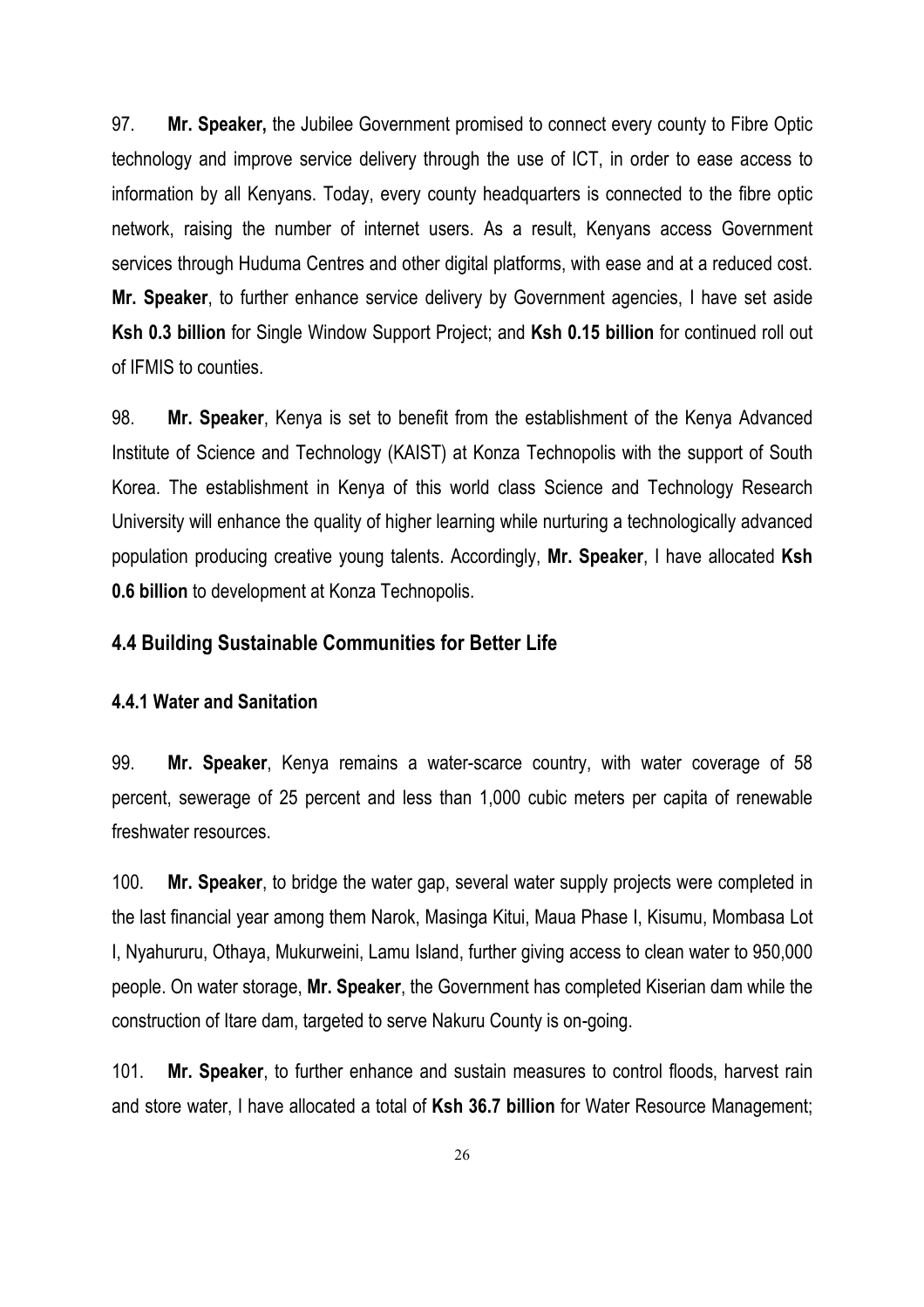97. **Mr. Speaker,** the Jubilee Government promised to connect every county to Fibre Optic technology and improve service delivery through the use of ICT, in order to ease access to information by all Kenyans. Today, every county headquarters is connected to the fibre optic network, raising the number of internet users. As a result, Kenyans access Government services through Huduma Centres and other digital platforms, with ease and at a reduced cost. **Mr. Speaker**, to further enhance service delivery by Government agencies, I have set aside **Ksh 0.3 billion** for Single Window Support Project; and **Ksh 0.15 billion** for continued roll out of IFMIS to counties.

98. **Mr. Speaker**, Kenya is set to benefit from the establishment of the Kenya Advanced Institute of Science and Technology (KAIST) at Konza Technopolis with the support of South Korea. The establishment in Kenya of this world class Science and Technology Research University will enhance the quality of higher learning while nurturing a technologically advanced population producing creative young talents. Accordingly, **Mr. Speaker**, I have allocated **Ksh 0.6 billion** to development at Konza Technopolis.

## 4.4 Building Sustainable Communities for Better Life

### 4.4.1 Water and Sanitation

99. **Mr. Speaker**, Kenya remains a water-scarce country, with water coverage of 58 percent, sewerage of 25 percent and less than 1,000 cubic meters per capita of renewable freshwater resources.

100. **Mr. Speaker**, to bridge the water gap, several water supply projects were completed in the last financial year among them Narok, Masinga Kitui, Maua Phase I, Kisumu, Mombasa Lot I, Nyahururu, Othaya, Mukurweini, Lamu Island, further giving access to clean water to 950,000 people. On water storage, **Mr. Speaker**, the Government has completed Kiserian dam while the construction of Itare dam, targeted to serve Nakuru County is on-going.

101. **Mr. Speaker**, to further enhance and sustain measures to control floods, harvest rain and store water, I have allocated a total of **Ksh 36.7 billion** for Water Resource Management;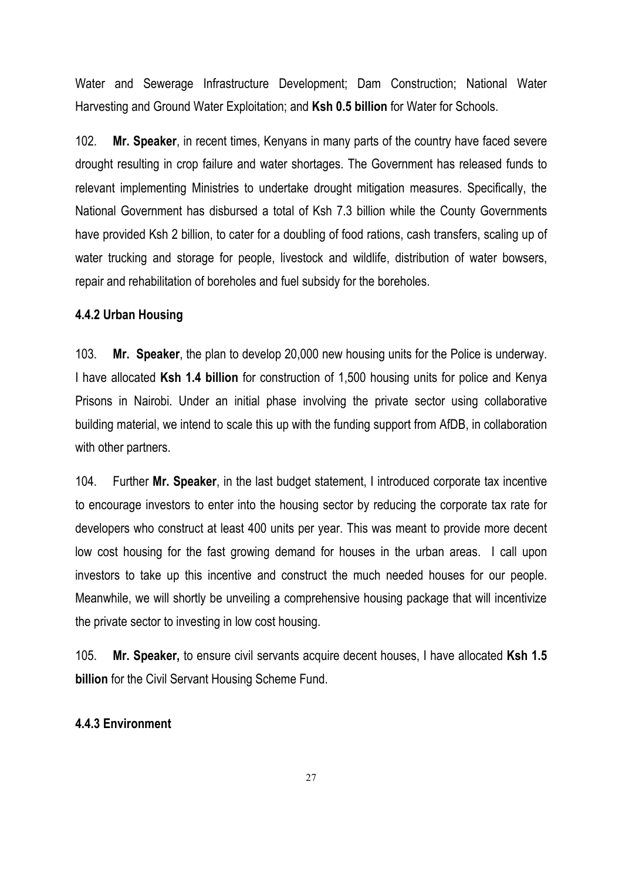Water and Sewerage Infrastructure Development; Dam Construction; National Water Harvesting and Ground Water Exploitation; and **Ksh 0.5 billion** for Water for Schools.

102. **Mr. Speaker**, in recent times, Kenyans in many parts of the country have faced severe drought resulting in crop failure and water shortages. The Government has released funds to relevant implementing Ministries to undertake drought mitigation measures. Specifically, the National Government has disbursed a total of Ksh 7.3 billion while the County Governments have provided Ksh 2 billion, to cater for a doubling of food rations, cash transfers, scaling up of water trucking and storage for people, livestock and wildlife, distribution of water bowsers, repair and rehabilitation of boreholes and fuel subsidy for the boreholes.

#### 4.4.2 Urban Housing

103. **Mr. Speaker**, the plan to develop 20,000 new housing units for the Police is underway. I have allocated **Ksh 1.4 billion** for construction of 1,500 housing units for police and Kenya Prisons in Nairobi. Under an initial phase involving the private sector using collaborative building material, we intend to scale this up with the funding support from AfDB, in collaboration with other partners.

104. Further **Mr. Speaker**, in the last budget statement, I introduced corporate tax incentive to encourage investors to enter into the housing sector by reducing the corporate tax rate for developers who construct at least 400 units per year. This was meant to provide more decent low cost housing for the fast growing demand for houses in the urban areas. I call upon investors to take up this incentive and construct the much needed houses for our people. Meanwhile, we will shortly be unveiling a comprehensive housing package that will incentivize the private sector to investing in low cost housing.

105. **Mr. Speaker,** to ensure civil servants acquire decent houses, I have allocated **Ksh 1.5 billion** for the Civil Servant Housing Scheme Fund.

#### 4.4.3 Environment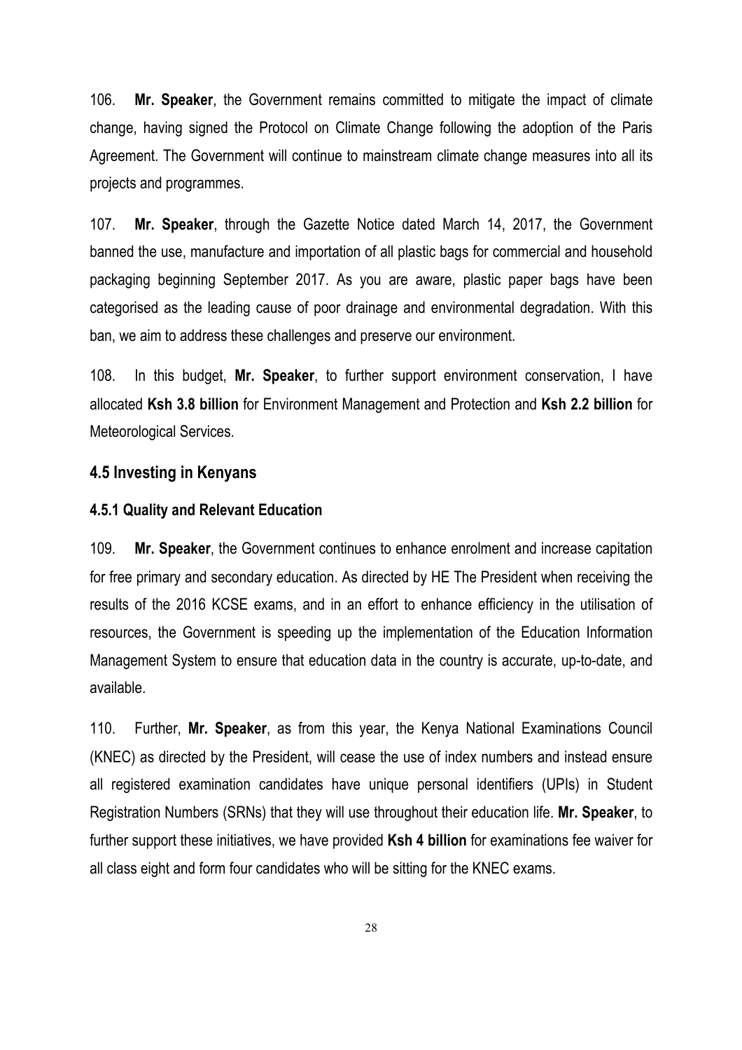106. **Mr. Speaker**, the Government remains committed to mitigate the impact of climate change, having signed the Protocol on Climate Change following the adoption of the Paris Agreement. The Government will continue to mainstream climate change measures into all its projects and programmes.

107. **Mr. Speaker**, through the Gazette Notice dated March 14, 2017, the Government banned the use, manufacture and importation of all plastic bags for commercial and household packaging beginning September 2017. As you are aware, plastic paper bags have been categorised as the leading cause of poor drainage and environmental degradation. With this ban, we aim to address these challenges and preserve our environment.

108. In this budget, **Mr. Speaker**, to further support environment conservation, I have allocated **Ksh 3.8 billion** for Environment Management and Protection and **Ksh 2.2 billion** for Meteorological Services.

### 4.5 Investing in Kenyans

#### 4.5.1 Quality and Relevant Education

109. **Mr. Speaker**, the Government continues to enhance enrolment and increase capitation for free primary and secondary education. As directed by HE The President when receiving the results of the 2016 KCSE exams, and in an effort to enhance efficiency in the utilisation of resources, the Government is speeding up the implementation of the Education Information Management System to ensure that education data in the country is accurate, up-to-date, and available.

110. Further, **Mr. Speaker**, as from this year, the Kenya National Examinations Council (KNEC) as directed by the President, will cease the use of index numbers and instead ensure all registered examination candidates have unique personal identifiers (UPIs) in Student Registration Numbers (SRNs) that they will use throughout their education life. **Mr. Speaker**, to further support these initiatives, we have provided **Ksh 4 billion** for examinations fee waiver for all class eight and form four candidates who will be sitting for the KNEC exams.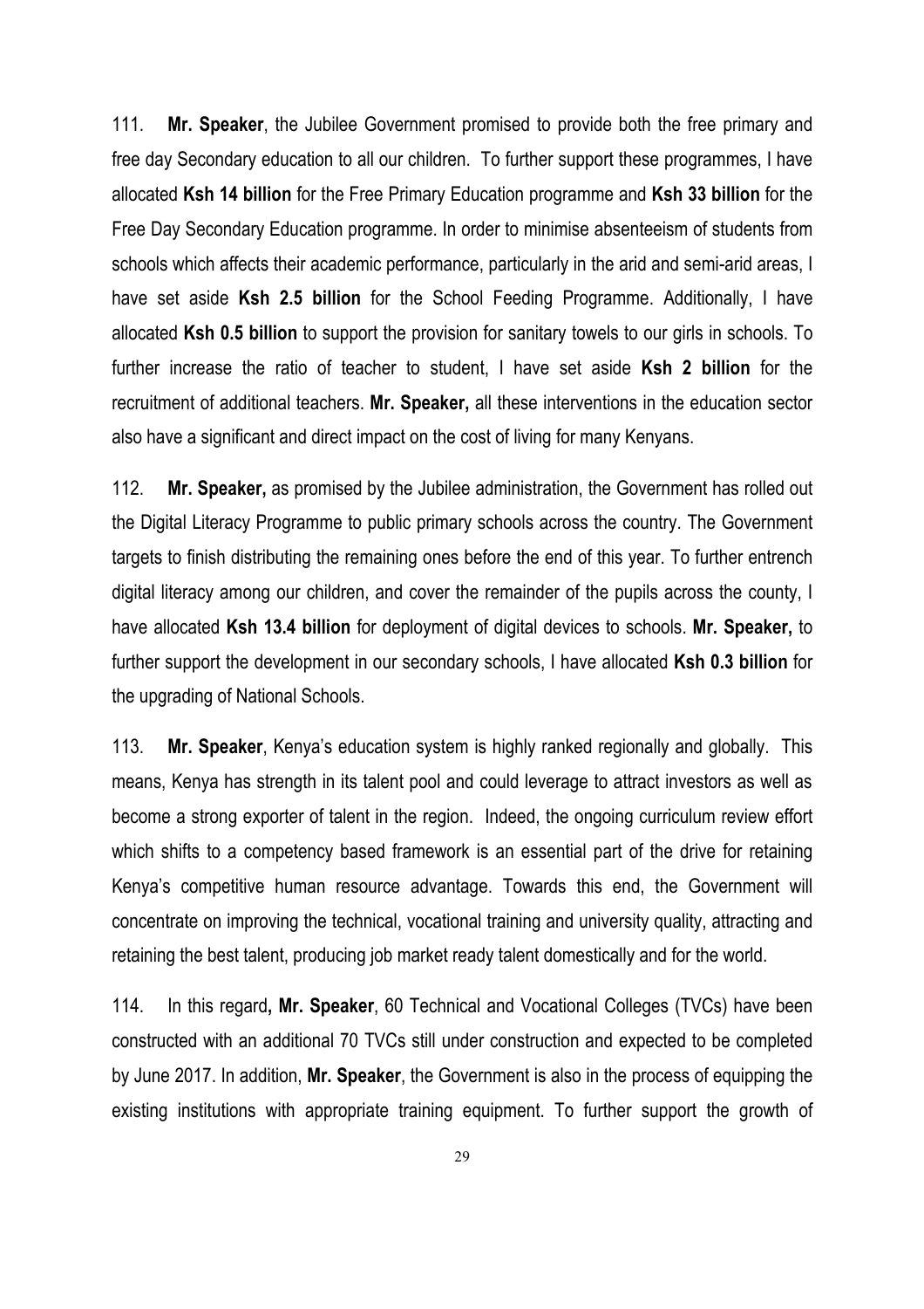111. **Mr. Speaker**, the Jubilee Government promised to provide both the free primary and free day Secondary education to all our children. To further support these programmes, I have allocated **Ksh 14 billion** for the Free Primary Education programme and **Ksh 33 billion** for the Free Day Secondary Education programme. In order to minimise absenteeism of students from schools which affects their academic performance, particularly in the arid and semi-arid areas, I have set aside **Ksh 2.5 billion** for the School Feeding Programme. Additionally, I have allocated **Ksh 0.5 billion** to support the provision for sanitary towels to our girls in schools. To further increase the ratio of teacher to student, I have set aside **Ksh 2 billion** for the recruitment of additional teachers. **Mr. Speaker,** all these interventions in the education sector also have a significant and direct impact on the cost of living for many Kenyans.

112. **Mr. Speaker,** as promised by the Jubilee administration, the Government has rolled out the Digital Literacy Programme to public primary schools across the country. The Government targets to finish distributing the remaining ones before the end of this year. To further entrench digital literacy among our children, and cover the remainder of the pupils across the county, I have allocated **Ksh 13.4 billion** for deployment of digital devices to schools. **Mr. Speaker,** to further support the development in our secondary schools, I have allocated **Ksh 0.3 billion** for the upgrading of National Schools.

113. **Mr. Speaker**, Kenya's education system is highly ranked regionally and globally. This means, Kenya has strength in its talent pool and could leverage to attract investors as well as become a strong exporter of talent in the region. Indeed, the ongoing curriculum review effort which shifts to a competency based framework is an essential part of the drive for retaining Kenya's competitive human resource advantage. Towards this end, the Government will concentrate on improving the technical, vocational training and university quality, attracting and retaining the best talent, producing job market ready talent domestically and for the world.

114. In this regard**, Mr. Speaker**, 60 Technical and Vocational Colleges (TVCs) have been constructed with an additional 70 TVCs still under construction and expected to be completed by June 2017. In addition, **Mr. Speaker**, the Government is also in the process of equipping the existing institutions with appropriate training equipment. To further support the growth of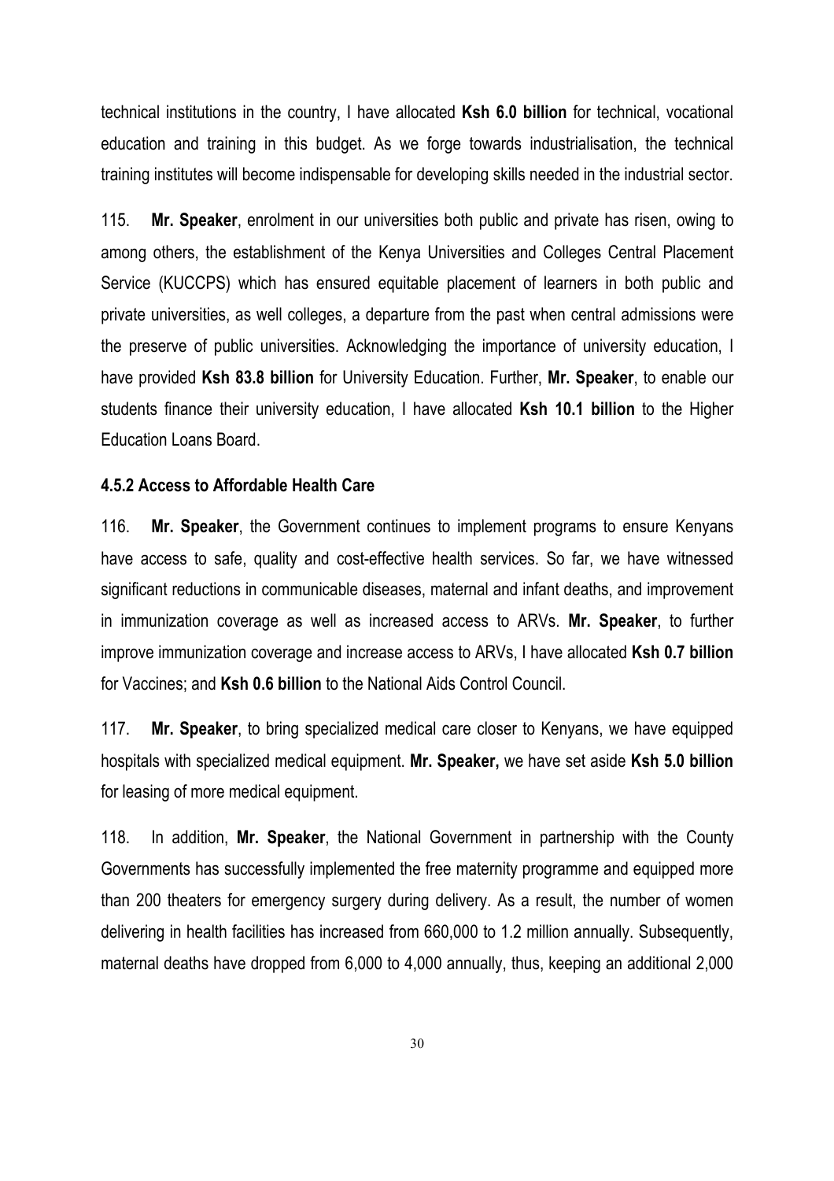technical institutions in the country, I have allocated **Ksh 6.0 billion** for technical, vocational education and training in this budget. As we forge towards industrialisation, the technical training institutes will become indispensable for developing skills needed in the industrial sector.

115. **Mr. Speaker**, enrolment in our universities both public and private has risen, owing to among others, the establishment of the Kenya Universities and Colleges Central Placement Service (KUCCPS) which has ensured equitable placement of learners in both public and private universities, as well colleges, a departure from the past when central admissions were the preserve of public universities. Acknowledging the importance of university education, I have provided **Ksh 83.8 billion** for University Education. Further, **Mr. Speaker**, to enable our students finance their university education, I have allocated **Ksh 10.1 billion** to the Higher Education Loans Board.

### 4.5.2 Access to Affordable Health Care

116. **Mr. Speaker**, the Government continues to implement programs to ensure Kenyans have access to safe, quality and cost-effective health services. So far, we have witnessed significant reductions in communicable diseases, maternal and infant deaths, and improvement in immunization coverage as well as increased access to ARVs. **Mr. Speaker**, to further improve immunization coverage and increase access to ARVs, I have allocated **Ksh 0.7 billion** for Vaccines; and **Ksh 0.6 billion** to the National Aids Control Council.

117. **Mr. Speaker**, to bring specialized medical care closer to Kenyans, we have equipped hospitals with specialized medical equipment. **Mr. Speaker,** we have set aside **Ksh 5.0 billion** for leasing of more medical equipment.

118. In addition, **Mr. Speaker**, the National Government in partnership with the County Governments has successfully implemented the free maternity programme and equipped more than 200 theaters for emergency surgery during delivery. As a result, the number of women delivering in health facilities has increased from 660,000 to 1.2 million annually. Subsequently, maternal deaths have dropped from 6,000 to 4,000 annually, thus, keeping an additional 2,000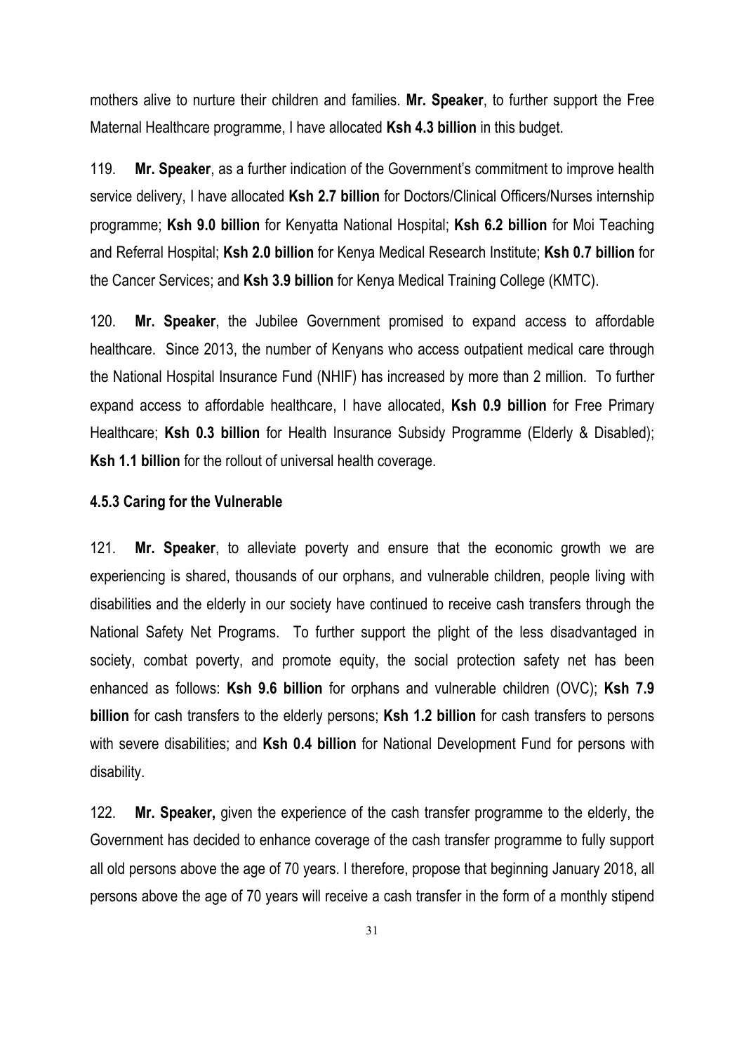mothers alive to nurture their children and families. **Mr. Speaker**, to further support the Free Maternal Healthcare programme, I have allocated **Ksh 4.3 billion** in this budget.

119. **Mr. Speaker**, as a further indication of the Government's commitment to improve health service delivery, I have allocated **Ksh 2.7 billion** for Doctors/Clinical Officers/Nurses internship programme; **Ksh 9.0 billion** for Kenyatta National Hospital; **Ksh 6.2 billion** for Moi Teaching and Referral Hospital; **Ksh 2.0 billion** for Kenya Medical Research Institute; **Ksh 0.7 billion** for the Cancer Services; and **Ksh 3.9 billion** for Kenya Medical Training College (KMTC).

120. **Mr. Speaker**, the Jubilee Government promised to expand access to affordable healthcare. Since 2013, the number of Kenyans who access outpatient medical care through the National Hospital Insurance Fund (NHIF) has increased by more than 2 million. To further expand access to affordable healthcare, I have allocated, **Ksh 0.9 billion** for Free Primary Healthcare; **Ksh 0.3 billion** for Health Insurance Subsidy Programme (Elderly & Disabled); **Ksh 1.1 billion** for the rollout of universal health coverage.

#### 4.5.3 Caring for the Vulnerable

121. **Mr. Speaker**, to alleviate poverty and ensure that the economic growth we are experiencing is shared, thousands of our orphans, and vulnerable children, people living with disabilities and the elderly in our society have continued to receive cash transfers through the National Safety Net Programs. To further support the plight of the less disadvantaged in society, combat poverty, and promote equity, the social protection safety net has been enhanced as follows: **Ksh 9.6 billion** for orphans and vulnerable children (OVC); **Ksh 7.9 billion** for cash transfers to the elderly persons; **Ksh 1.2 billion** for cash transfers to persons with severe disabilities; and **Ksh 0.4 billion** for National Development Fund for persons with disability.

122. **Mr. Speaker,** given the experience of the cash transfer programme to the elderly, the Government has decided to enhance coverage of the cash transfer programme to fully support all old persons above the age of 70 years. I therefore, propose that beginning January 2018, all persons above the age of 70 years will receive a cash transfer in the form of a monthly stipend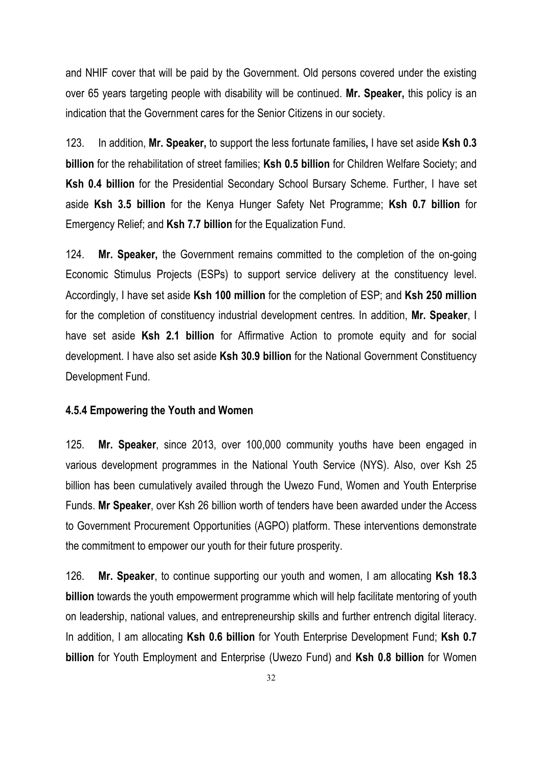and NHIF cover that will be paid by the Government. Old persons covered under the existing over 65 years targeting people with disability will be continued. **Mr. Speaker,** this policy is an indication that the Government cares for the Senior Citizens in our society.

123. In addition, **Mr. Speaker,** to support the less fortunate families**,** I have set aside **Ksh 0.3 billion** for the rehabilitation of street families; **Ksh 0.5 billion** for Children Welfare Society; and **Ksh 0.4 billion** for the Presidential Secondary School Bursary Scheme. Further, I have set aside **Ksh 3.5 billion** for the Kenya Hunger Safety Net Programme; **Ksh 0.7 billion** for Emergency Relief; and **Ksh 7.7 billion** for the Equalization Fund.

124. **Mr. Speaker,** the Government remains committed to the completion of the on-going Economic Stimulus Projects (ESPs) to support service delivery at the constituency level. Accordingly, I have set aside **Ksh 100 million** for the completion of ESP; and **Ksh 250 million** for the completion of constituency industrial development centres. In addition, **Mr. Speaker**, I have set aside **Ksh 2.1 billion** for Affirmative Action to promote equity and for social development. I have also set aside **Ksh 30.9 billion** for the National Government Constituency Development Fund.

#### 4.5.4 Empowering the Youth and Women

125. **Mr. Speaker**, since 2013, over 100,000 community youths have been engaged in various development programmes in the National Youth Service (NYS). Also, over Ksh 25 billion has been cumulatively availed through the Uwezo Fund, Women and Youth Enterprise Funds. **Mr Speaker**, over Ksh 26 billion worth of tenders have been awarded under the Access to Government Procurement Opportunities (AGPO) platform. These interventions demonstrate the commitment to empower our youth for their future prosperity.

126. **Mr. Speaker**, to continue supporting our youth and women, I am allocating **Ksh 18.3 billion** towards the youth empowerment programme which will help facilitate mentoring of youth on leadership, national values, and entrepreneurship skills and further entrench digital literacy. In addition, I am allocating **Ksh 0.6 billion** for Youth Enterprise Development Fund; **Ksh 0.7 billion** for Youth Employment and Enterprise (Uwezo Fund) and **Ksh 0.8 billion** for Women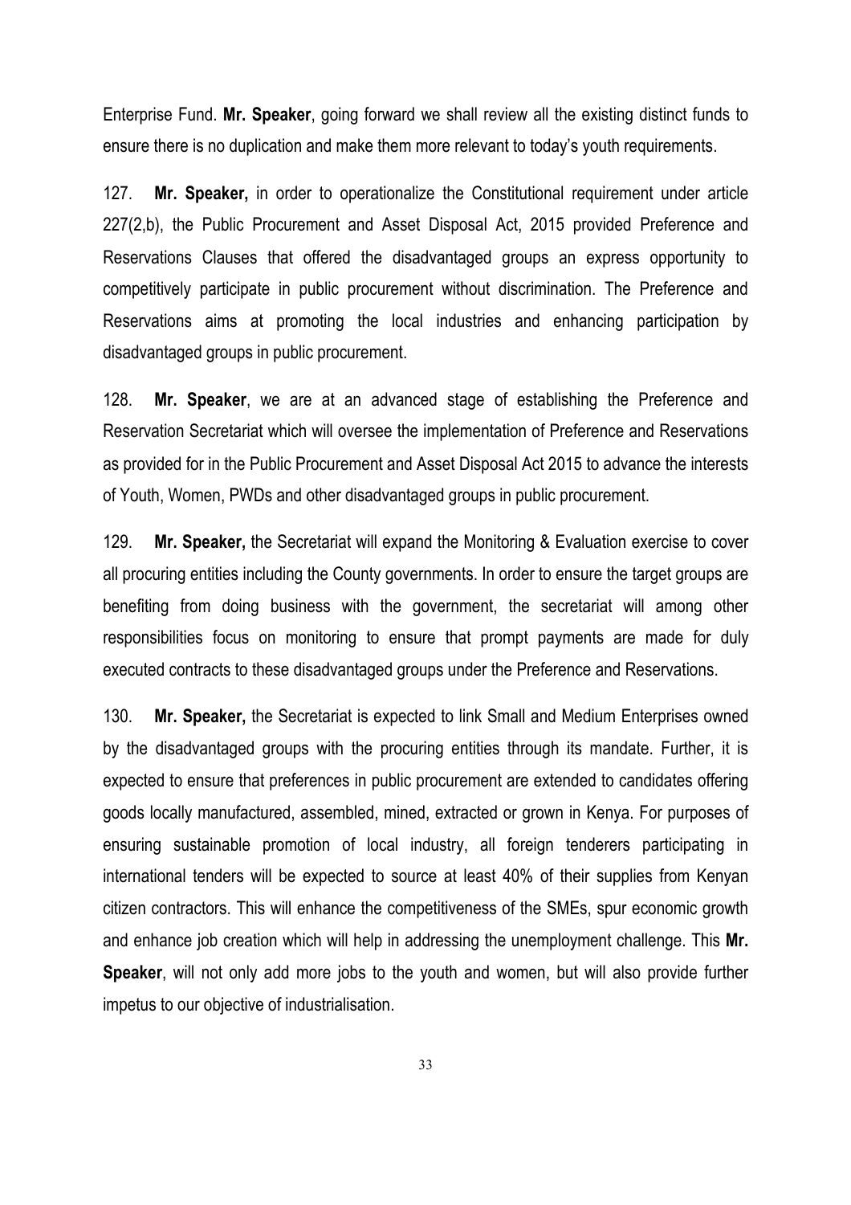Enterprise Fund. **Mr. Speaker**, going forward we shall review all the existing distinct funds to ensure there is no duplication and make them more relevant to today's youth requirements.

127. **Mr. Speaker,** in order to operationalize the Constitutional requirement under article 227(2,b), the Public Procurement and Asset Disposal Act, 2015 provided Preference and Reservations Clauses that offered the disadvantaged groups an express opportunity to competitively participate in public procurement without discrimination. The Preference and Reservations aims at promoting the local industries and enhancing participation by disadvantaged groups in public procurement.

128. **Mr. Speaker**, we are at an advanced stage of establishing the Preference and Reservation Secretariat which will oversee the implementation of Preference and Reservations as provided for in the Public Procurement and Asset Disposal Act 2015 to advance the interests of Youth, Women, PWDs and other disadvantaged groups in public procurement.

129. **Mr. Speaker,** the Secretariat will expand the Monitoring & Evaluation exercise to cover all procuring entities including the County governments. In order to ensure the target groups are benefiting from doing business with the government, the secretariat will among other responsibilities focus on monitoring to ensure that prompt payments are made for duly executed contracts to these disadvantaged groups under the Preference and Reservations.

130. **Mr. Speaker,** the Secretariat is expected to link Small and Medium Enterprises owned by the disadvantaged groups with the procuring entities through its mandate. Further, it is expected to ensure that preferences in public procurement are extended to candidates offering goods locally manufactured, assembled, mined, extracted or grown in Kenya. For purposes of ensuring sustainable promotion of local industry, all foreign tenderers participating in international tenders will be expected to source at least 40% of their supplies from Kenyan citizen contractors. This will enhance the competitiveness of the SMEs, spur economic growth and enhance job creation which will help in addressing the unemployment challenge. This **Mr. Speaker**, will not only add more jobs to the youth and women, but will also provide further impetus to our objective of industrialisation.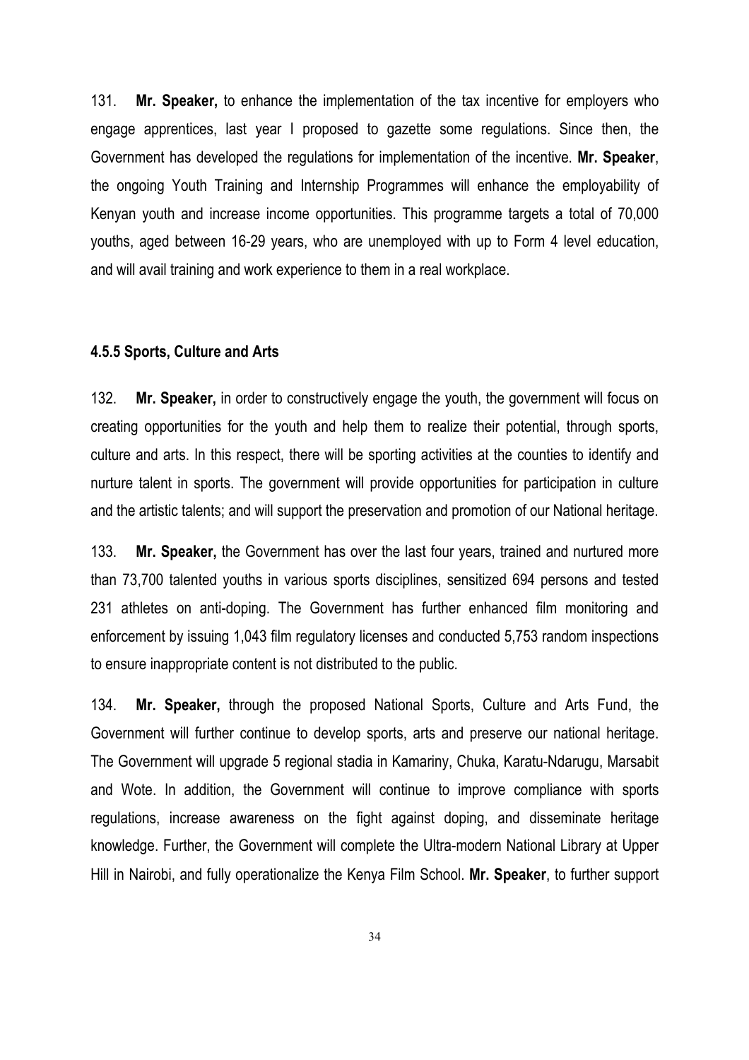131. **Mr. Speaker,** to enhance the implementation of the tax incentive for employers who engage apprentices, last year I proposed to gazette some regulations. Since then, the Government has developed the regulations for implementation of the incentive. **Mr. Speaker**, the ongoing Youth Training and Internship Programmes will enhance the employability of Kenyan youth and increase income opportunities. This programme targets a total of 70,000 youths, aged between 16-29 years, who are unemployed with up to Form 4 level education, and will avail training and work experience to them in a real workplace.

#### 4.5.5 Sports, Culture and Arts

132. **Mr. Speaker,** in order to constructively engage the youth, the government will focus on creating opportunities for the youth and help them to realize their potential, through sports, culture and arts. In this respect, there will be sporting activities at the counties to identify and nurture talent in sports. The government will provide opportunities for participation in culture and the artistic talents; and will support the preservation and promotion of our National heritage.

133. **Mr. Speaker,** the Government has over the last four years, trained and nurtured more than 73,700 talented youths in various sports disciplines, sensitized 694 persons and tested 231 athletes on anti-doping. The Government has further enhanced film monitoring and enforcement by issuing 1,043 film regulatory licenses and conducted 5,753 random inspections to ensure inappropriate content is not distributed to the public.

134. **Mr. Speaker,** through the proposed National Sports, Culture and Arts Fund, the Government will further continue to develop sports, arts and preserve our national heritage. The Government will upgrade 5 regional stadia in Kamariny, Chuka, Karatu-Ndarugu, Marsabit and Wote. In addition, the Government will continue to improve compliance with sports regulations, increase awareness on the fight against doping, and disseminate heritage knowledge. Further, the Government will complete the Ultra-modern National Library at Upper Hill in Nairobi, and fully operationalize the Kenya Film School. **Mr. Speaker**, to further support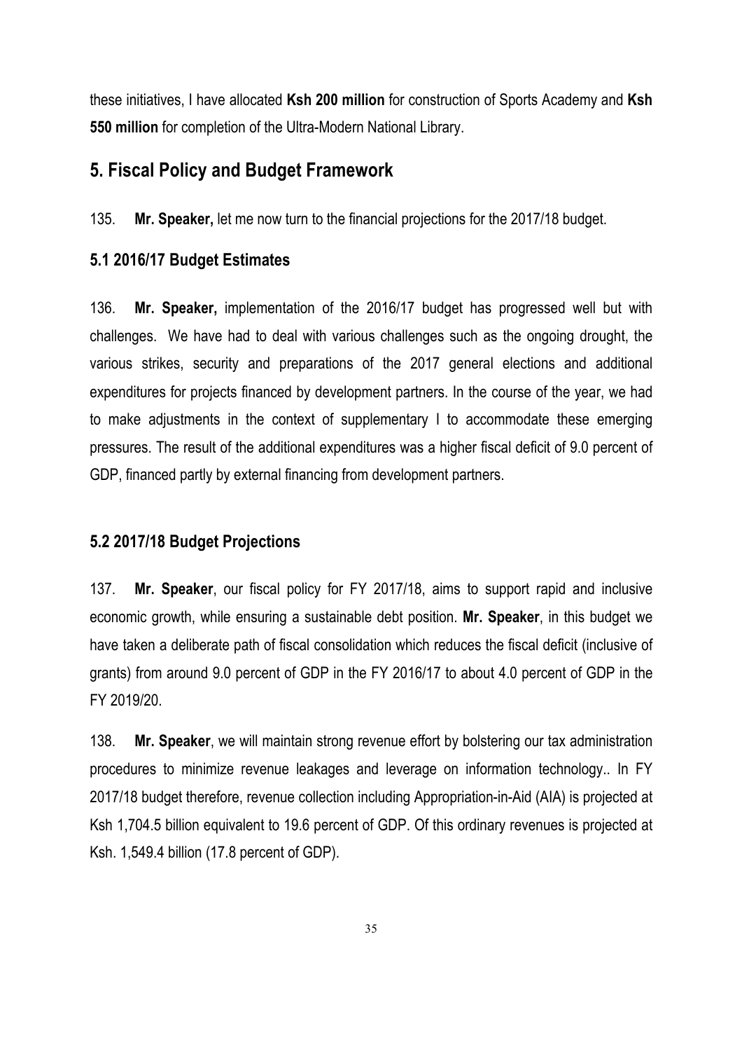these initiatives, I have allocated **Ksh 200 million** for construction of Sports Academy and **Ksh 550 million** for completion of the Ultra-Modern National Library.

## 5. Fiscal Policy and Budget Framework

135. **Mr. Speaker,** let me now turn to the financial projections for the 2017/18 budget.

### 5.1 2016/17 Budget Estimates

136. **Mr. Speaker,** implementation of the 2016/17 budget has progressed well but with challenges. We have had to deal with various challenges such as the ongoing drought, the various strikes, security and preparations of the 2017 general elections and additional expenditures for projects financed by development partners. In the course of the year, we had to make adjustments in the context of supplementary I to accommodate these emerging pressures. The result of the additional expenditures was a higher fiscal deficit of 9.0 percent of GDP, financed partly by external financing from development partners.

### 5.2 2017/18 Budget Projections

137. **Mr. Speaker**, our fiscal policy for FY 2017/18, aims to support rapid and inclusive economic growth, while ensuring a sustainable debt position. **Mr. Speaker**, in this budget we have taken a deliberate path of fiscal consolidation which reduces the fiscal deficit (inclusive of grants) from around 9.0 percent of GDP in the FY 2016/17 to about 4.0 percent of GDP in the FY 2019/20.

138. **Mr. Speaker**, we will maintain strong revenue effort by bolstering our tax administration procedures to minimize revenue leakages and leverage on information technology.. In FY 2017/18 budget therefore, revenue collection including Appropriation-in-Aid (AIA) is projected at Ksh 1,704.5 billion equivalent to 19.6 percent of GDP. Of this ordinary revenues is projected at Ksh. 1,549.4 billion (17.8 percent of GDP).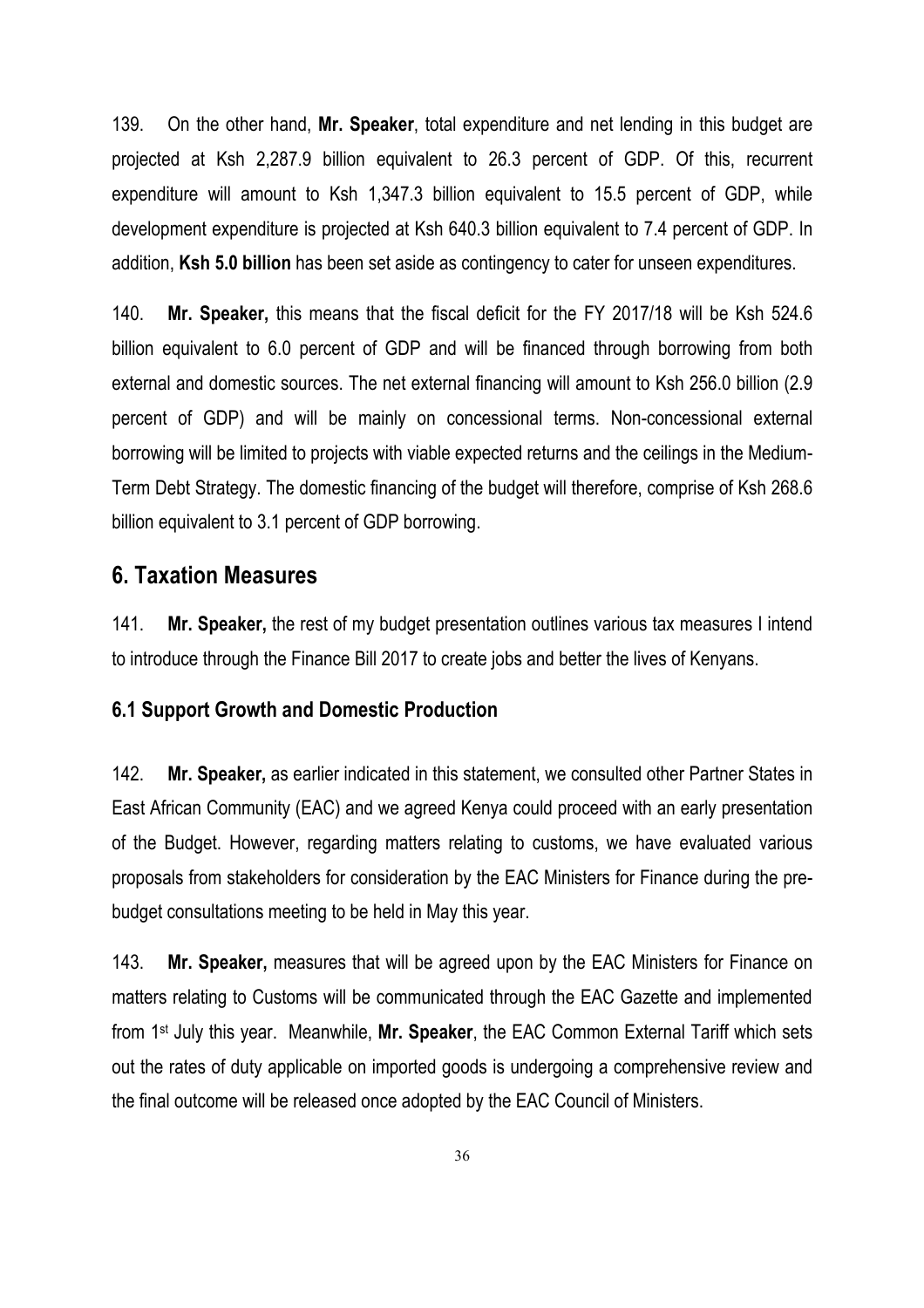139. On the other hand, **Mr. Speaker**, total expenditure and net lending in this budget are projected at Ksh 2,287.9 billion equivalent to 26.3 percent of GDP. Of this, recurrent expenditure will amount to Ksh 1,347.3 billion equivalent to 15.5 percent of GDP, while development expenditure is projected at Ksh 640.3 billion equivalent to 7.4 percent of GDP. In addition, **Ksh 5.0 billion** has been set aside as contingency to cater for unseen expenditures.

140. **Mr. Speaker,** this means that the fiscal deficit for the FY 2017/18 will be Ksh 524.6 billion equivalent to 6.0 percent of GDP and will be financed through borrowing from both external and domestic sources. The net external financing will amount to Ksh 256.0 billion (2.9 percent of GDP) and will be mainly on concessional terms. Non-concessional external borrowing will be limited to projects with viable expected returns and the ceilings in the Medium-Term Debt Strategy. The domestic financing of the budget will therefore, comprise of Ksh 268.6 billion equivalent to 3.1 percent of GDP borrowing.

## 6. Taxation Measures

141. **Mr. Speaker,** the rest of my budget presentation outlines various tax measures I intend to introduce through the Finance Bill 2017 to create jobs and better the lives of Kenyans.

### 6.1 Support Growth and Domestic Production

142. **Mr. Speaker,** as earlier indicated in this statement, we consulted other Partner States in East African Community (EAC) and we agreed Kenya could proceed with an early presentation of the Budget. However, regarding matters relating to customs, we have evaluated various proposals from stakeholders for consideration by the EAC Ministers for Finance during the pre-budget consultations meeting to be held in May this year.

143. **Mr. Speaker,** measures that will be agreed upon by the EAC Ministers for Finance on matters relating to Customs will be communicated through the EAC Gazette and implemented from 1st July this year. Meanwhile, **Mr. Speaker**, the EAC Common External Tariff which sets out the rates of duty applicable on imported goods is undergoing a comprehensive review and the final outcome will be released once adopted by the EAC Council of Ministers.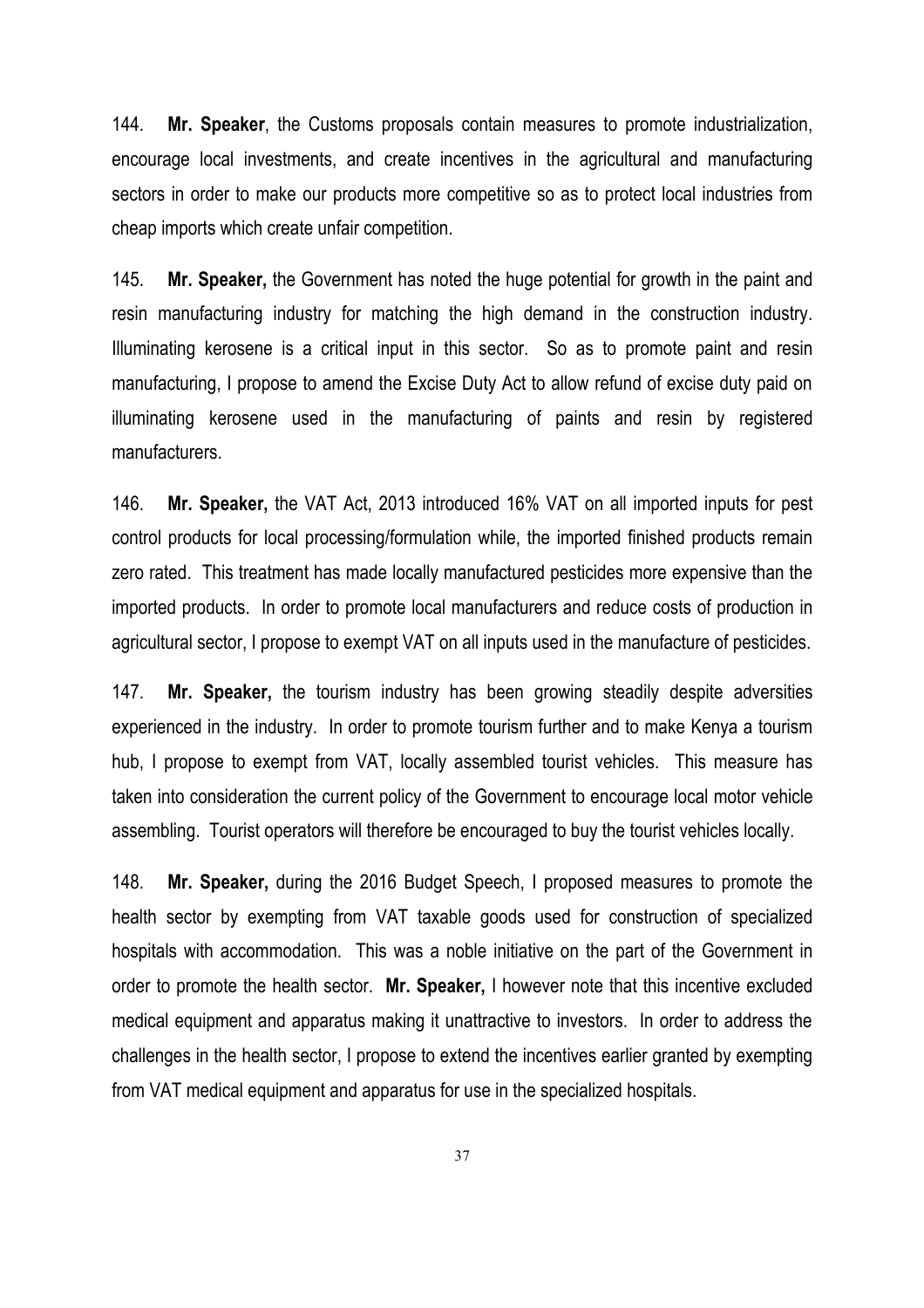144. **Mr. Speaker**, the Customs proposals contain measures to promote industrialization, encourage local investments, and create incentives in the agricultural and manufacturing sectors in order to make our products more competitive so as to protect local industries from cheap imports which create unfair competition.

145. **Mr. Speaker,** the Government has noted the huge potential for growth in the paint and resin manufacturing industry for matching the high demand in the construction industry. Illuminating kerosene is a critical input in this sector. So as to promote paint and resin manufacturing, I propose to amend the Excise Duty Act to allow refund of excise duty paid on illuminating kerosene used in the manufacturing of paints and resin by registered manufacturers.

146. **Mr. Speaker,** the VAT Act, 2013 introduced 16% VAT on all imported inputs for pest control products for local processing/formulation while, the imported finished products remain zero rated. This treatment has made locally manufactured pesticides more expensive than the imported products. In order to promote local manufacturers and reduce costs of production in agricultural sector, I propose to exempt VAT on all inputs used in the manufacture of pesticides.

147. **Mr. Speaker,** the tourism industry has been growing steadily despite adversities experienced in the industry. In order to promote tourism further and to make Kenya a tourism hub, I propose to exempt from VAT, locally assembled tourist vehicles. This measure has taken into consideration the current policy of the Government to encourage local motor vehicle assembling. Tourist operators will therefore be encouraged to buy the tourist vehicles locally.

148. **Mr. Speaker,** during the 2016 Budget Speech, I proposed measures to promote the health sector by exempting from VAT taxable goods used for construction of specialized hospitals with accommodation. This was a noble initiative on the part of the Government in order to promote the health sector. **Mr. Speaker,** I however note that this incentive excluded medical equipment and apparatus making it unattractive to investors. In order to address the challenges in the health sector, I propose to extend the incentives earlier granted by exempting from VAT medical equipment and apparatus for use in the specialized hospitals.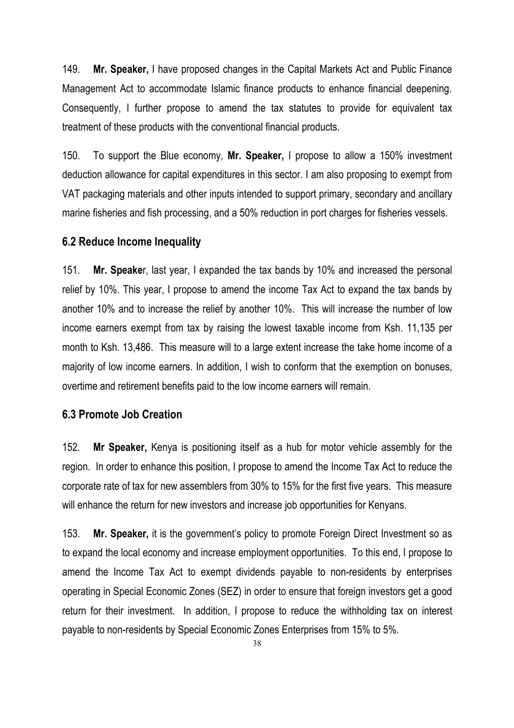149. **Mr. Speaker,** I have proposed changes in the Capital Markets Act and Public Finance Management Act to accommodate Islamic finance products to enhance financial deepening. Consequently, I further propose to amend the tax statutes to provide for equivalent tax treatment of these products with the conventional financial products.

150. To support the Blue economy, **Mr. Speaker,** I propose to allow a 150% investment deduction allowance for capital expenditures in this sector. I am also proposing to exempt from VAT packaging materials and other inputs intended to support primary, secondary and ancillary marine fisheries and fish processing, and a 50% reduction in port charges for fisheries vessels.

### 6.2 Reduce Income Inequality

151. **Mr. Speake**r, last year, I expanded the tax bands by 10% and increased the personal relief by 10%. This year, I propose to amend the income Tax Act to expand the tax bands by another 10% and to increase the relief by another 10%. This will increase the number of low income earners exempt from tax by raising the lowest taxable income from Ksh. 11,135 per month to Ksh. 13,486. This measure will to a large extent increase the take home income of a majority of low income earners. In addition, I wish to conform that the exemption on bonuses, overtime and retirement benefits paid to the low income earners will remain.

### 6.3 Promote Job Creation

152. **Mr Speaker,** Kenya is positioning itself as a hub for motor vehicle assembly for the region. In order to enhance this position, I propose to amend the Income Tax Act to reduce the corporate rate of tax for new assemblers from 30% to 15% for the first five years. This measure will enhance the return for new investors and increase job opportunities for Kenyans.

153. **Mr. Speaker,** it is the government's policy to promote Foreign Direct Investment so as to expand the local economy and increase employment opportunities. To this end, I propose to amend the Income Tax Act to exempt dividends payable to non-residents by enterprises operating in Special Economic Zones (SEZ) in order to ensure that foreign investors get a good return for their investment. In addition, I propose to reduce the withholding tax on interest payable to non-residents by Special Economic Zones Enterprises from 15% to 5%.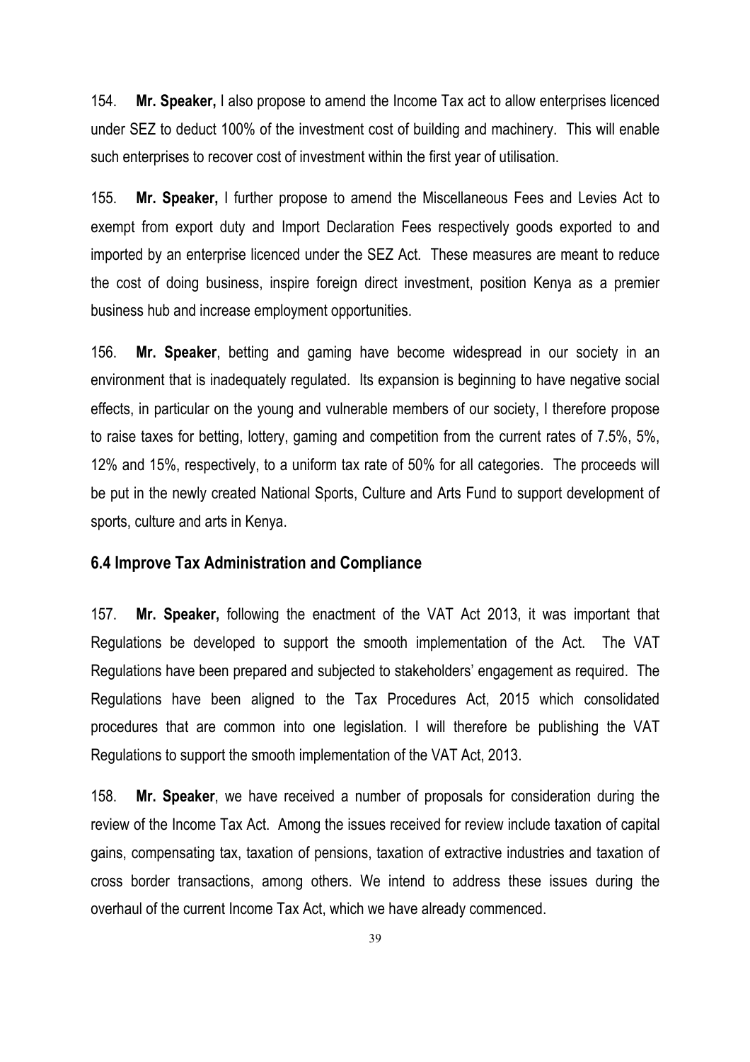154. **Mr. Speaker,** I also propose to amend the Income Tax act to allow enterprises licenced under SEZ to deduct 100% of the investment cost of building and machinery. This will enable such enterprises to recover cost of investment within the first year of utilisation.

155. **Mr. Speaker,** I further propose to amend the Miscellaneous Fees and Levies Act to exempt from export duty and Import Declaration Fees respectively goods exported to and imported by an enterprise licenced under the SEZ Act. These measures are meant to reduce the cost of doing business, inspire foreign direct investment, position Kenya as a premier business hub and increase employment opportunities.

156. **Mr. Speaker**, betting and gaming have become widespread in our society in an environment that is inadequately regulated. Its expansion is beginning to have negative social effects, in particular on the young and vulnerable members of our society, I therefore propose to raise taxes for betting, lottery, gaming and competition from the current rates of 7.5%, 5%, 12% and 15%, respectively, to a uniform tax rate of 50% for all categories. The proceeds will be put in the newly created National Sports, Culture and Arts Fund to support development of sports, culture and arts in Kenya.

### 6.4 Improve Tax Administration and Compliance

157. **Mr. Speaker,** following the enactment of the VAT Act 2013, it was important that Regulations be developed to support the smooth implementation of the Act. The VAT Regulations have been prepared and subjected to stakeholders' engagement as required. The Regulations have been aligned to the Tax Procedures Act, 2015 which consolidated procedures that are common into one legislation. I will therefore be publishing the VAT Regulations to support the smooth implementation of the VAT Act, 2013.

158. **Mr. Speaker**, we have received a number of proposals for consideration during the review of the Income Tax Act. Among the issues received for review include taxation of capital gains, compensating tax, taxation of pensions, taxation of extractive industries and taxation of cross border transactions, among others. We intend to address these issues during the overhaul of the current Income Tax Act, which we have already commenced.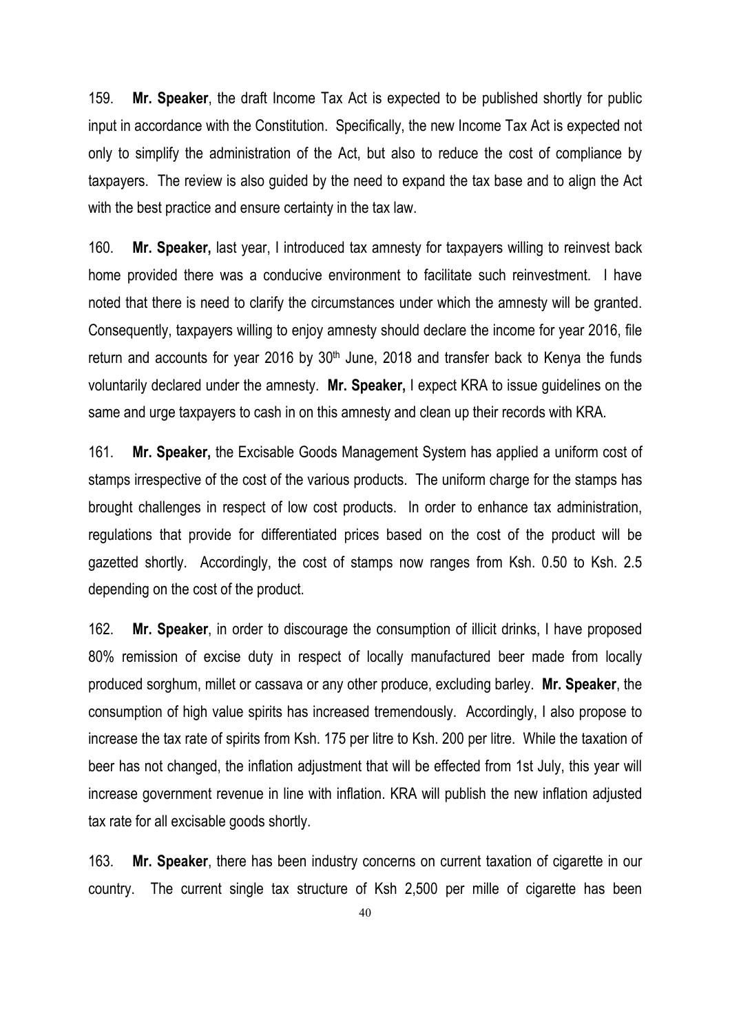159. **Mr. Speaker**, the draft Income Tax Act is expected to be published shortly for public input in accordance with the Constitution. Specifically, the new Income Tax Act is expected not only to simplify the administration of the Act, but also to reduce the cost of compliance by taxpayers. The review is also guided by the need to expand the tax base and to align the Act with the best practice and ensure certainty in the tax law.

160. **Mr. Speaker,** last year, I introduced tax amnesty for taxpayers willing to reinvest back home provided there was a conducive environment to facilitate such reinvestment. I have noted that there is need to clarify the circumstances under which the amnesty will be granted. Consequently, taxpayers willing to enjoy amnesty should declare the income for year 2016, file return and accounts for year 2016 by 30th June, 2018 and transfer back to Kenya the funds voluntarily declared under the amnesty. **Mr. Speaker,** I expect KRA to issue guidelines on the same and urge taxpayers to cash in on this amnesty and clean up their records with KRA.

161. **Mr. Speaker,** the Excisable Goods Management System has applied a uniform cost of stamps irrespective of the cost of the various products. The uniform charge for the stamps has brought challenges in respect of low cost products. In order to enhance tax administration, regulations that provide for differentiated prices based on the cost of the product will be gazetted shortly. Accordingly, the cost of stamps now ranges from Ksh. 0.50 to Ksh. 2.5 depending on the cost of the product.

162. **Mr. Speaker**, in order to discourage the consumption of illicit drinks, I have proposed 80% remission of excise duty in respect of locally manufactured beer made from locally produced sorghum, millet or cassava or any other produce, excluding barley. **Mr. Speaker**, the consumption of high value spirits has increased tremendously. Accordingly, I also propose to increase the tax rate of spirits from Ksh. 175 per litre to Ksh. 200 per litre. While the taxation of beer has not changed, the inflation adjustment that will be effected from 1st July, this year will increase government revenue in line with inflation. KRA will publish the new inflation adjusted tax rate for all excisable goods shortly.

163. **Mr. Speaker**, there has been industry concerns on current taxation of cigarette in our country. The current single tax structure of Ksh 2,500 per mille of cigarette has been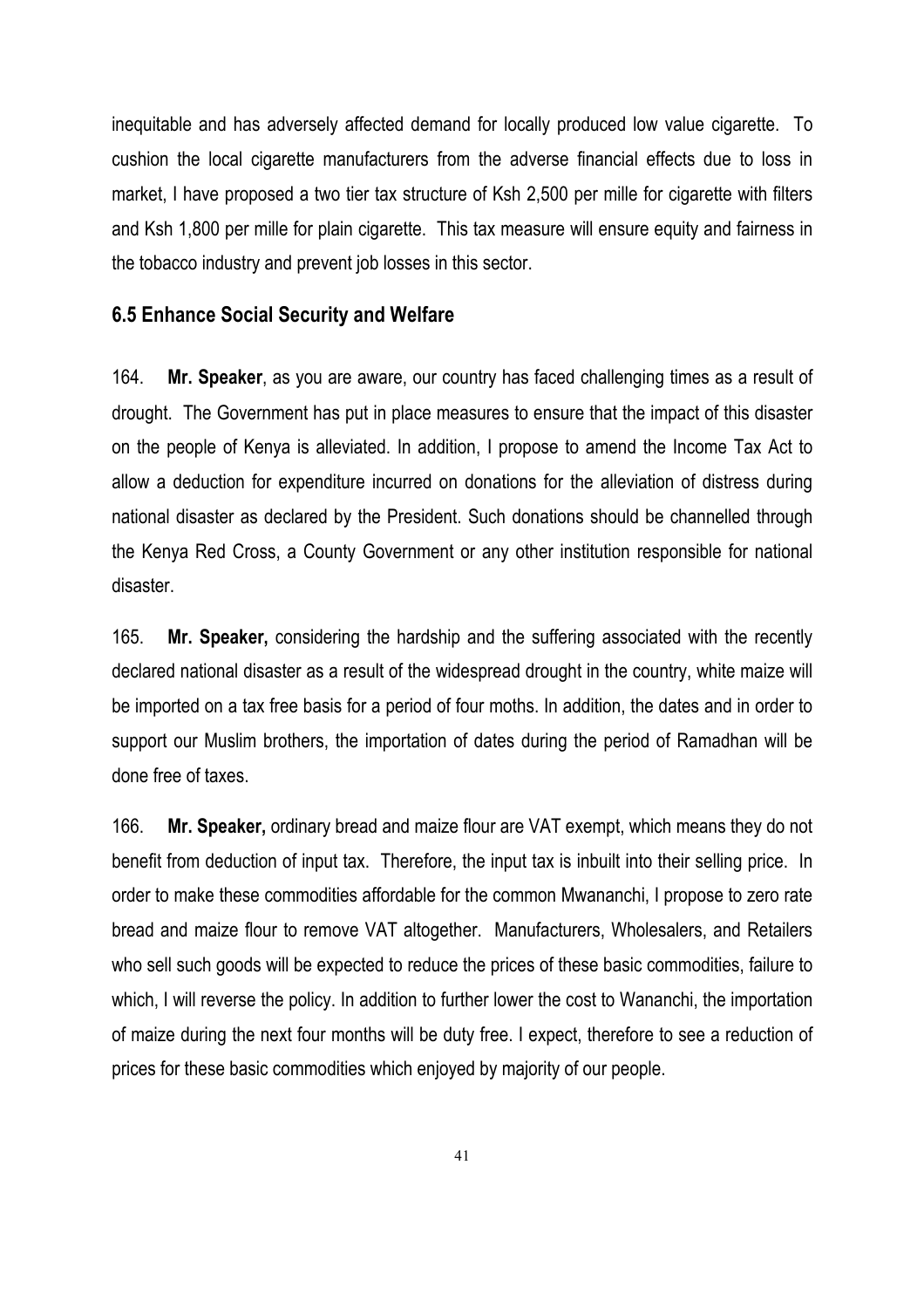inequitable and has adversely affected demand for locally produced low value cigarette. To cushion the local cigarette manufacturers from the adverse financial effects due to loss in market, I have proposed a two tier tax structure of Ksh 2,500 per mille for cigarette with filters and Ksh 1,800 per mille for plain cigarette. This tax measure will ensure equity and fairness in the tobacco industry and prevent job losses in this sector.

### 6.5 Enhance Social Security and Welfare

164. **Mr. Speaker**, as you are aware, our country has faced challenging times as a result of drought. The Government has put in place measures to ensure that the impact of this disaster on the people of Kenya is alleviated. In addition, I propose to amend the Income Tax Act to allow a deduction for expenditure incurred on donations for the alleviation of distress during national disaster as declared by the President. Such donations should be channelled through the Kenya Red Cross, a County Government or any other institution responsible for national disaster.

165. **Mr. Speaker,** considering the hardship and the suffering associated with the recently declared national disaster as a result of the widespread drought in the country, white maize will be imported on a tax free basis for a period of four moths. In addition, the dates and in order to support our Muslim brothers, the importation of dates during the period of Ramadhan will be done free of taxes.

166. **Mr. Speaker,** ordinary bread and maize flour are VAT exempt, which means they do not benefit from deduction of input tax. Therefore, the input tax is inbuilt into their selling price. In order to make these commodities affordable for the common Mwananchi, I propose to zero rate bread and maize flour to remove VAT altogether. Manufacturers, Wholesalers, and Retailers who sell such goods will be expected to reduce the prices of these basic commodities, failure to which, I will reverse the policy. In addition to further lower the cost to Wananchi, the importation of maize during the next four months will be duty free. I expect, therefore to see a reduction of prices for these basic commodities which enjoyed by majority of our people.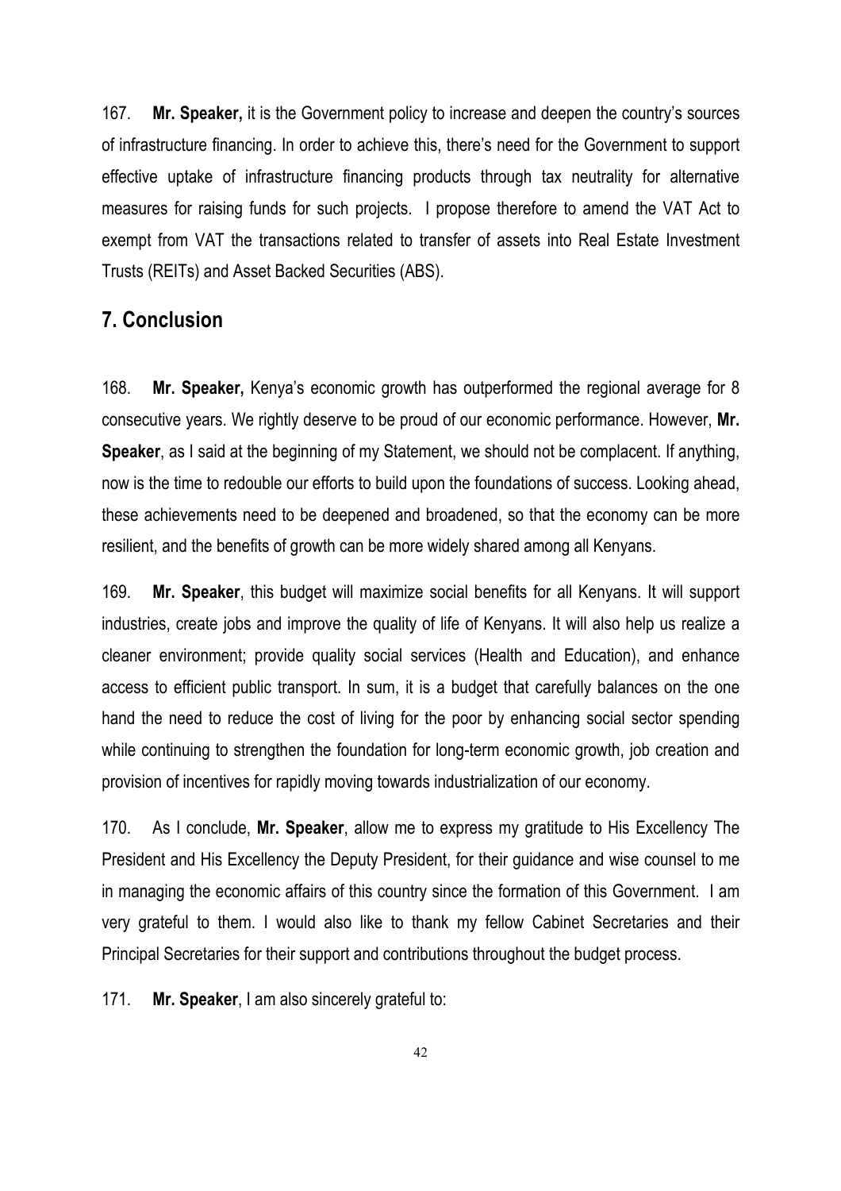167. **Mr. Speaker,** it is the Government policy to increase and deepen the country's sources of infrastructure financing. In order to achieve this, there's need for the Government to support effective uptake of infrastructure financing products through tax neutrality for alternative measures for raising funds for such projects. I propose therefore to amend the VAT Act to exempt from VAT the transactions related to transfer of assets into Real Estate Investment Trusts (REITs) and Asset Backed Securities (ABS).

## 7. Conclusion

168. **Mr. Speaker,** Kenya's economic growth has outperformed the regional average for 8 consecutive years. We rightly deserve to be proud of our economic performance. However, **Mr. Speaker**, as I said at the beginning of my Statement, we should not be complacent. If anything, now is the time to redouble our efforts to build upon the foundations of success. Looking ahead, these achievements need to be deepened and broadened, so that the economy can be more resilient, and the benefits of growth can be more widely shared among all Kenyans.

169. **Mr. Speaker**, this budget will maximize social benefits for all Kenyans. It will support industries, create jobs and improve the quality of life of Kenyans. It will also help us realize a cleaner environment; provide quality social services (Health and Education), and enhance access to efficient public transport. In sum, it is a budget that carefully balances on the one hand the need to reduce the cost of living for the poor by enhancing social sector spending while continuing to strengthen the foundation for long-term economic growth, job creation and provision of incentives for rapidly moving towards industrialization of our economy.

170. As I conclude, **Mr. Speaker**, allow me to express my gratitude to His Excellency The President and His Excellency the Deputy President, for their guidance and wise counsel to me in managing the economic affairs of this country since the formation of this Government. I am very grateful to them. I would also like to thank my fellow Cabinet Secretaries and their Principal Secretaries for their support and contributions throughout the budget process.

171. **Mr. Speaker**, I am also sincerely grateful to: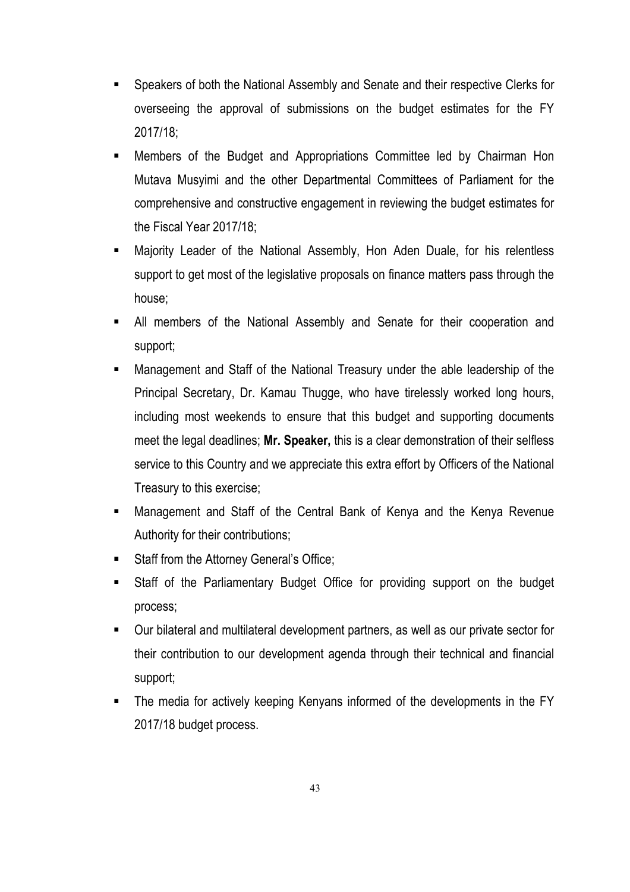- Speakers of both the National Assembly and Senate and their respective Clerks for overseeing the approval of submissions on the budget estimates for the FY 2017/18;
- Members of the Budget and Appropriations Committee led by Chairman Hon Mutava Musyimi and the other Departmental Committees of Parliament for the comprehensive and constructive engagement in reviewing the budget estimates for the Fiscal Year 2017/18;
- Majority Leader of the National Assembly, Hon Aden Duale, for his relentless support to get most of the legislative proposals on finance matters pass through the house;
- All members of the National Assembly and Senate for their cooperation and support;
- Management and Staff of the National Treasury under the able leadership of the Principal Secretary, Dr. Kamau Thugge, who have tirelessly worked long hours, including most weekends to ensure that this budget and supporting documents meet the legal deadlines; **Mr. Speaker,** this is a clear demonstration of their selfless service to this Country and we appreciate this extra effort by Officers of the National Treasury to this exercise;
- Management and Staff of the Central Bank of Kenya and the Kenya Revenue Authority for their contributions;
- Staff from the Attorney General's Office;
- Staff of the Parliamentary Budget Office for providing support on the budget process;
- Our bilateral and multilateral development partners, as well as our private sector for their contribution to our development agenda through their technical and financial support;
- The media for actively keeping Kenyans informed of the developments in the FY 2017/18 budget process.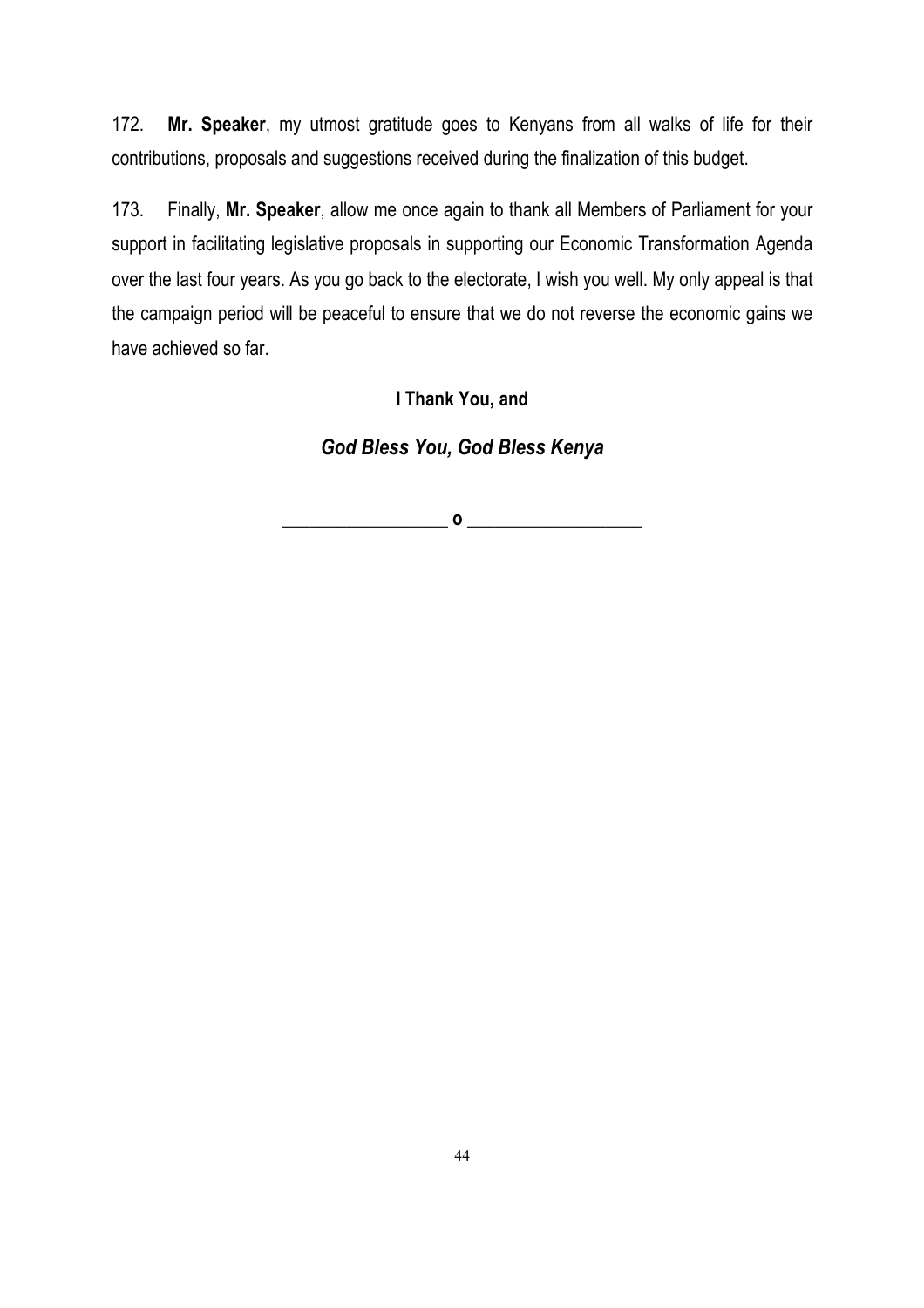172. **Mr. Speaker**, my utmost gratitude goes to Kenyans from all walks of life for their contributions, proposals and suggestions received during the finalization of this budget.

173. Finally, **Mr. Speaker**, allow me once again to thank all Members of Parliament for your support in facilitating legislative proposals in supporting our Economic Transformation Agenda over the last four years. As you go back to the electorate, I wish you well. My only appeal is that the campaign period will be peaceful to ensure that we do not reverse the economic gains we have achieved so far.

**I Thank You, and**

***God Bless You, God Bless Kenya***

__________________ o __________________